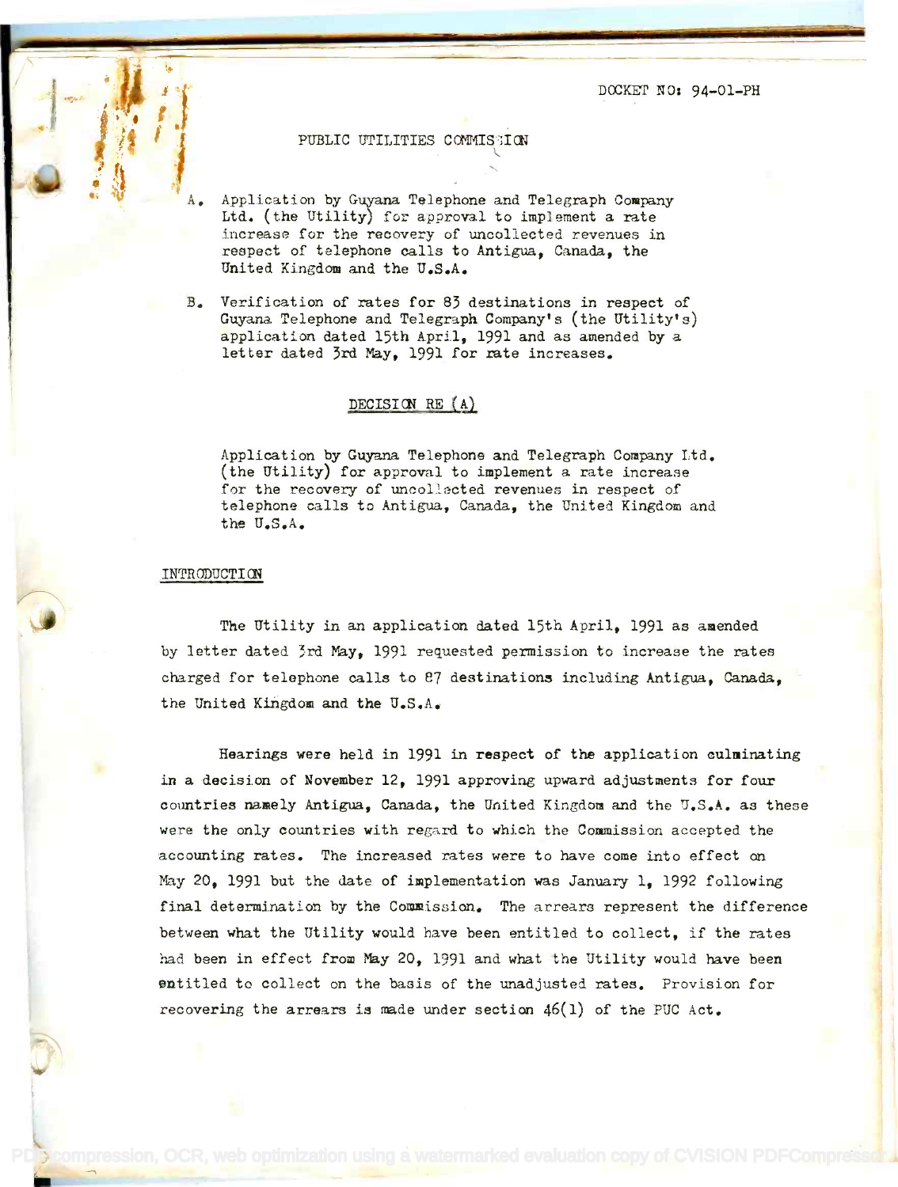DOCKET NO: 94-01-PH

PUBLIC UTILITIES COMMISSION

A. Application by Guyana Telephone and Telegraph Company Ltd. (the Utility) for approval to implement a rate increase for the recovery of uncollected revenues in respect of telephone calls to Antigua, Canada, the United Kingdom and the U.S.A.

B. Verification of rates for 83 destinations in respect of Guyana Telephone and Telegraph Company's (the Utility's) application dated 15th April, 1991 and as amended by a letter dated 3rd May, 1991 for rate increases.

## DECISION RE (A)

Application by Guyana Telephone and Telegraph Company Ltd. (the Utility) for approval to implement a rate increase for the recovery of uncollected revenues in respect of telephone calls to Antigua, Canada, the United Kingdom and the U.S.A.

### INTRODUCTION

The Utility in an application dated 15th April, 1991 as amended by letter dated 3rd May, 1991 requested permission to increase the rates charged for telephone calls to 87 destinations including Antigua, Canada, the United Kingdom and the U.S.A.

Hearings were held in 1991 in respect of the application culminating in a decision of November 12, 1991 approving upward adjustments for four countries namely Antigua, Canada, the United Kingdom and the U.S.A. as these were the only countries with regard to which the Commission accepted the accounting rates. The increased rates were to have come into effect on May 20, 1991 but the date of implementation was January 1, 1992 following final determination by the Commission. The arrears represent the difference between what the Utility would have been entitled to collect, if the rates had been in effect from May 20, 1991 and what the Utility would have been entitled to collect on the basis of the unadjusted rates. Provision for recovering the arrears is made under section 46(1) of the PUC Act.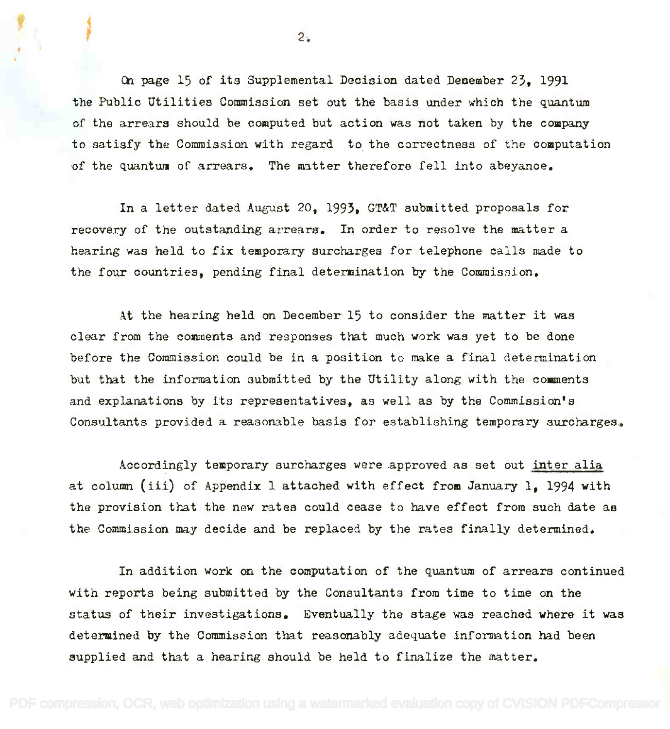On page 15 of its Supplemental Decision dated December 23, 1991 the Public Utilities Commission set out the basis under which the quantum of the arrears should be computed but action was not taken by the company to satisfy the Commission with regard to the correctness of the computation of the quantum of arrears. The matter therefore fell into abeyance.

In a letter dated August 20, 1993, GT&T submitted proposals for recovery of the outstanding arrears. In order to resolve the matter a hearing was held to fix temporary surcharges for telephone calls made to the four countries, pending final determination by the Commission.

At the hearing held on December 15 to consider the matter it was clear from the comments and responses that much work was yet to be done before the Commission could be in a position to make a final determination but that the information submitted by the Utility along with the comments and explanations by its representatives, as well as by the Commission's Consultants provided a reasonable basis for establishing temporary surcharges.

Accordingly temporary surcharges were approved as set out inter alia at column (iii) of Appendix 1 attached with effect from January 1, 1994 with the provision that the new rates could cease to have effect from such date as the Commission may decide and be replaced by the rates finally determined.

In addition work on the computation of the quantum of arrears continued with reports being submitted by the Consultants from time to time on the status of their investigations. Eventually the stage was reached where it was determined by the Commission that reasonably adequate information had been supplied and that a hearing should be held to finalize the matter.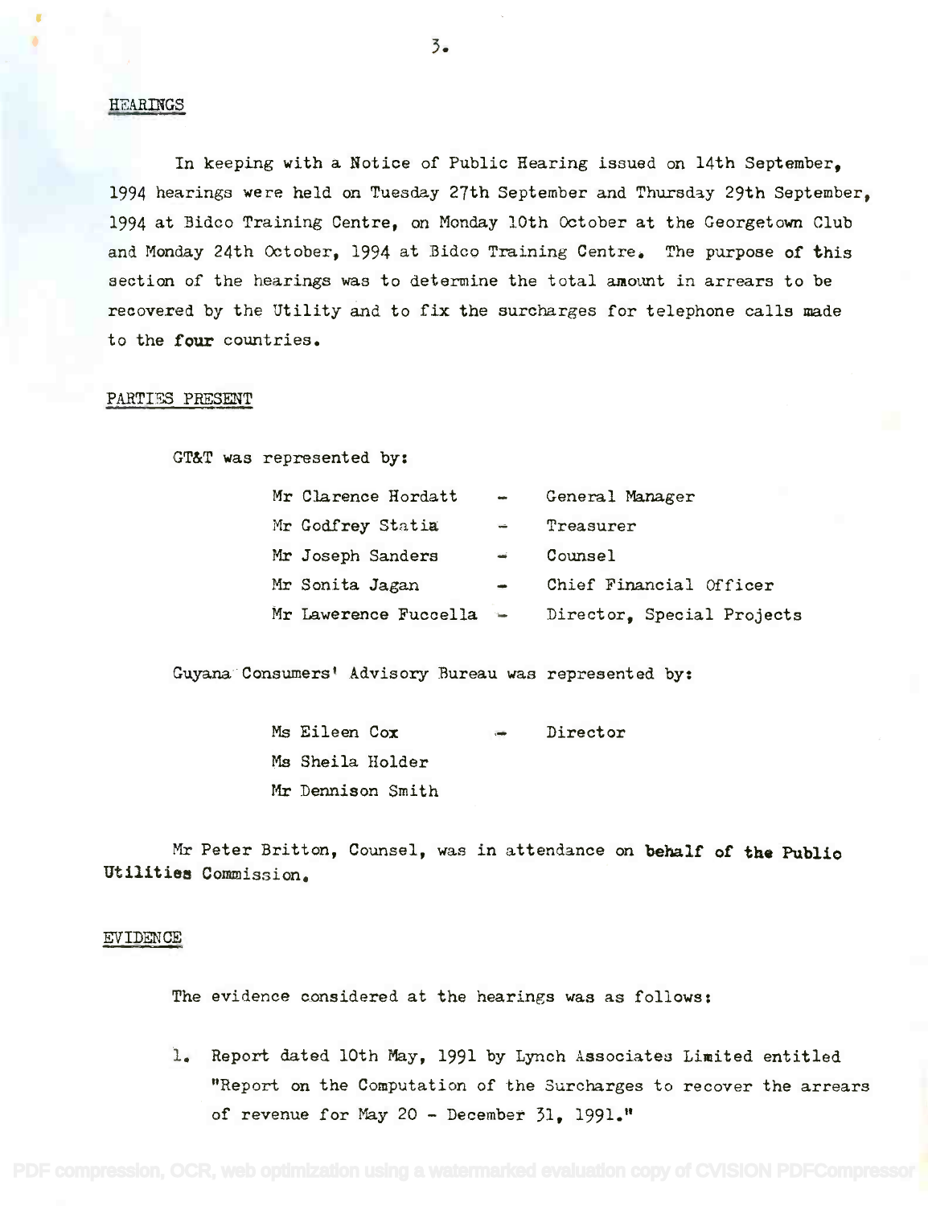## HEARINGS

In keeping with a Notice of Public Hearing issued on 14th September, 1994 hearings were held on Tuesday 27th September and Thursday 29th September, 1994 at Bidco Training Centre, on Monday 10th October at the Georgetown Club and Monday 24th October, 1994 at Bidco Training Centre. The purpose of this section of the hearings was to determine the total amount in arrears to be recovered by the Utility and to fix the surcharges for telephone calls made to the four countries.

## PARTIES PRESENT

GT&T was represented by:

| | | |
|---|---|---|
| Mr Clarence Hordatt | - | General Manager |
| Mr Godfrey Statia | - | Treasurer |
| Mr Joseph Sanders | - | Counsel |
| Mr Sonita Jagan | - | Chief Financial Officer |
| Mr Lawerence Fuccella | - | Director, Special Projects |

Guyana Consumers' Advisory Bureau was represented by:

| | | |
|---|---|---|
| Ms Eileen Cox | - | Director |
| Ms Sheila Holder | | |
| Mr Dennison Smith | | |

Mr Peter Britton, Counsel, was in attendance on behalf of the Public Utilities Commission.

## EVIDENCE

The evidence considered at the hearings was as follows:

1. Report dated 10th May, 1991 by Lynch Associates Limited entitled "Report on the Computation of the Surcharges to recover the arrears of revenue for May 20 - December 31, 1991."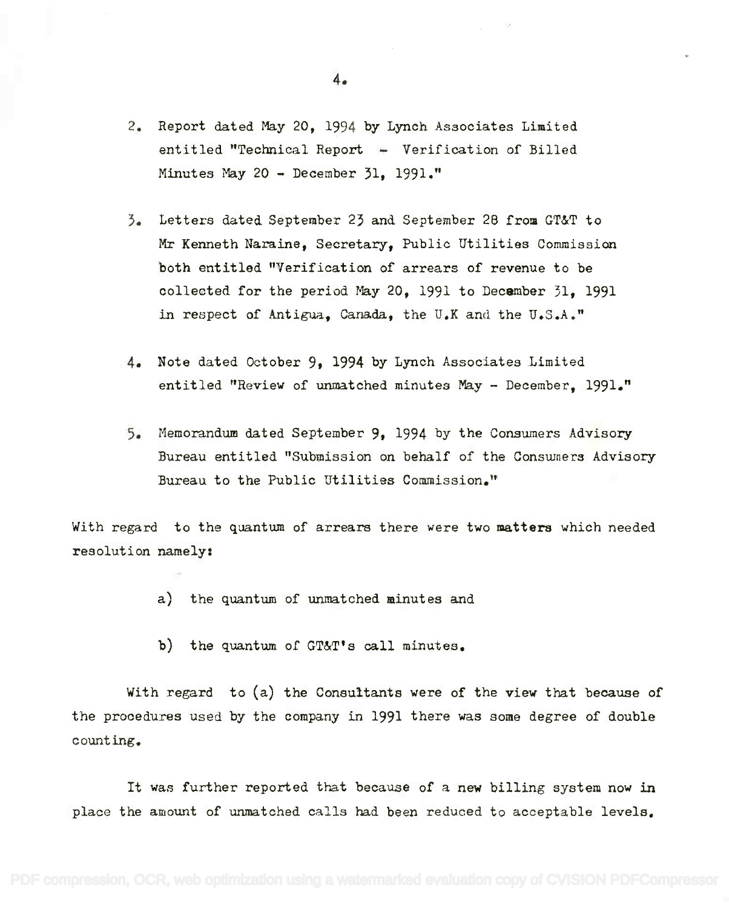2. Report dated May 20, 1994 by Lynch Associates Limited entitled "Technical Report - Verification of Billed Minutes May 20 - December 31, 1991."

3. Letters dated September 23 and September 28 from GT&T to Mr Kenneth Naraine, Secretary, Public Utilities Commission both entitled "Verification of arrears of revenue to be collected for the period May 20, 1991 to December 31, 1991 in respect of Antigua, Canada, the U.K and the U.S.A."

4. Note dated October 9, 1994 by Lynch Associates Limited entitled "Review of unmatched minutes May - December, 1991."

5. Memorandum dated September 9, 1994 by the Consumers Advisory Bureau entitled "Submission on behalf of the Consumers Advisory Bureau to the Public Utilities Commission."

With regard to the quantum of arrears there were two matters which needed resolution namely:

a) the quantum of unmatched minutes and

b) the quantum of GT&T's call minutes.

With regard to (a) the Consultants were of the view that because of the procedures used by the company in 1991 there was some degree of double counting.

It was further reported that because of a new billing system now in place the amount of unmatched calls had been reduced to acceptable levels.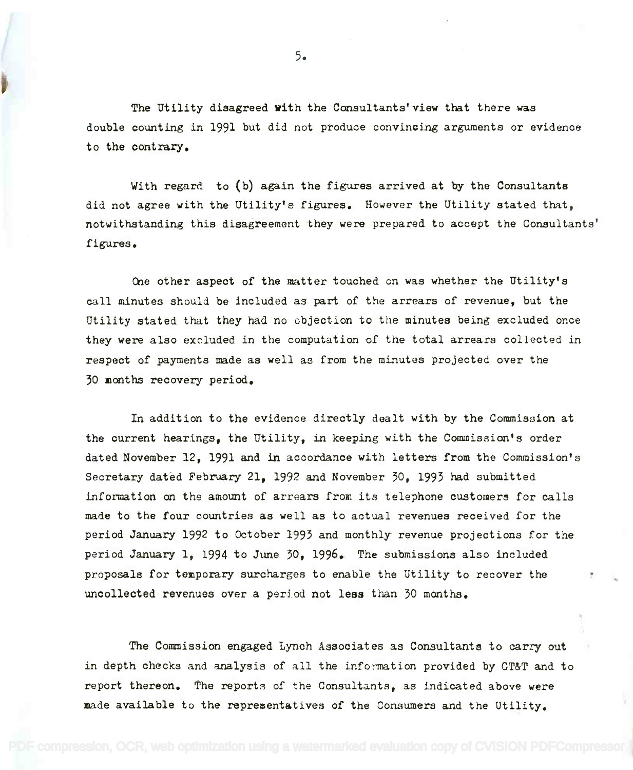The Utility disagreed with the Consultants' view that there was double counting in 1991 but did not produce convincing arguments or evidence to the contrary.

With regard to (b) again the figures arrived at by the Consultants did not agree with the Utility's figures. However the Utility stated that, notwithstanding this disagreement they were prepared to accept the Consultants' figures.

One other aspect of the matter touched on was whether the Utility's call minutes should be included as part of the arrears of revenue, but the Utility stated that they had no objection to the minutes being excluded once they were also excluded in the computation of the total arrears collected in respect of payments made as well as from the minutes projected over the 30 months recovery period.

In addition to the evidence directly dealt with by the Commission at the current hearings, the Utility, in keeping with the Commission's order dated November 12, 1991 and in accordance with letters from the Commission's Secretary dated February 21, 1992 and November 30, 1993 had submitted information on the amount of arrears from its telephone customers for calls made to the four countries as well as to actual revenues received for the period January 1992 to October 1993 and monthly revenue projections for the period January 1, 1994 to June 30, 1996. The submissions also included proposals for temporary surcharges to enable the Utility to recover the uncollected revenues over a period not less than 30 months.

The Commission engaged Lynch Associates as Consultants to carry out in depth checks and analysis of all the information provided by GT&T and to report thereon. The reports of the Consultants, as indicated above were made available to the representatives of the Consumers and the Utility.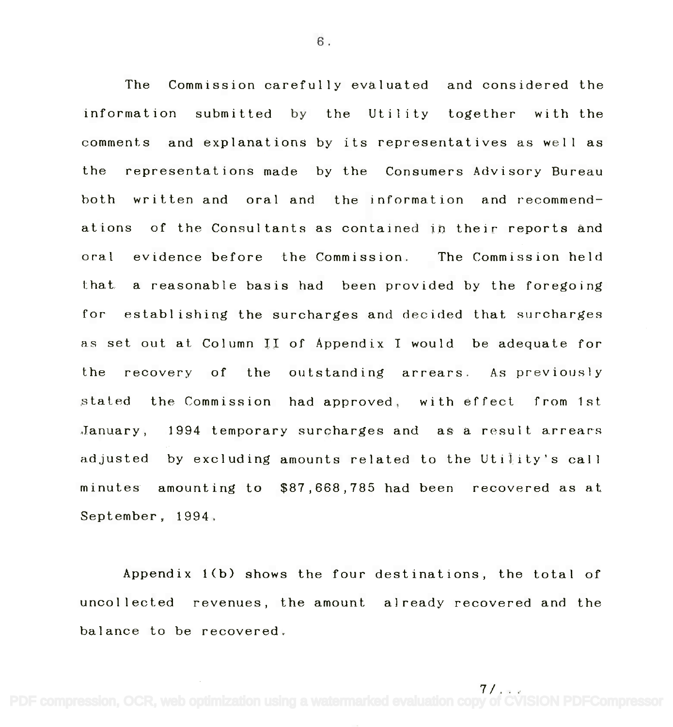The Commission carefully evaluated and considered the information submitted by the Utility together with the comments and explanations by its representatives as well as the representations made by the Consumers Advisory Bureau both written and oral and the information and recommendations of the Consultants as contained in their reports and oral evidence before the Commission. The Commission held that a reasonable basis had been provided by the foregoing for establishing the surcharges and decided that surcharges as set out at Column II of Appendix I would be adequate for the recovery of the outstanding arrears. As previously stated the Commission had approved, with effect from 1st January, 1994 temporary surcharges and as a result arrears adjusted by excluding amounts related to the Utility's call minutes amounting to $87,668,785 had been recovered as at September, 1994.

Appendix 1(b) shows the four destinations, the total of uncollected revenues, the amount already recovered and the balance to be recovered.

7/...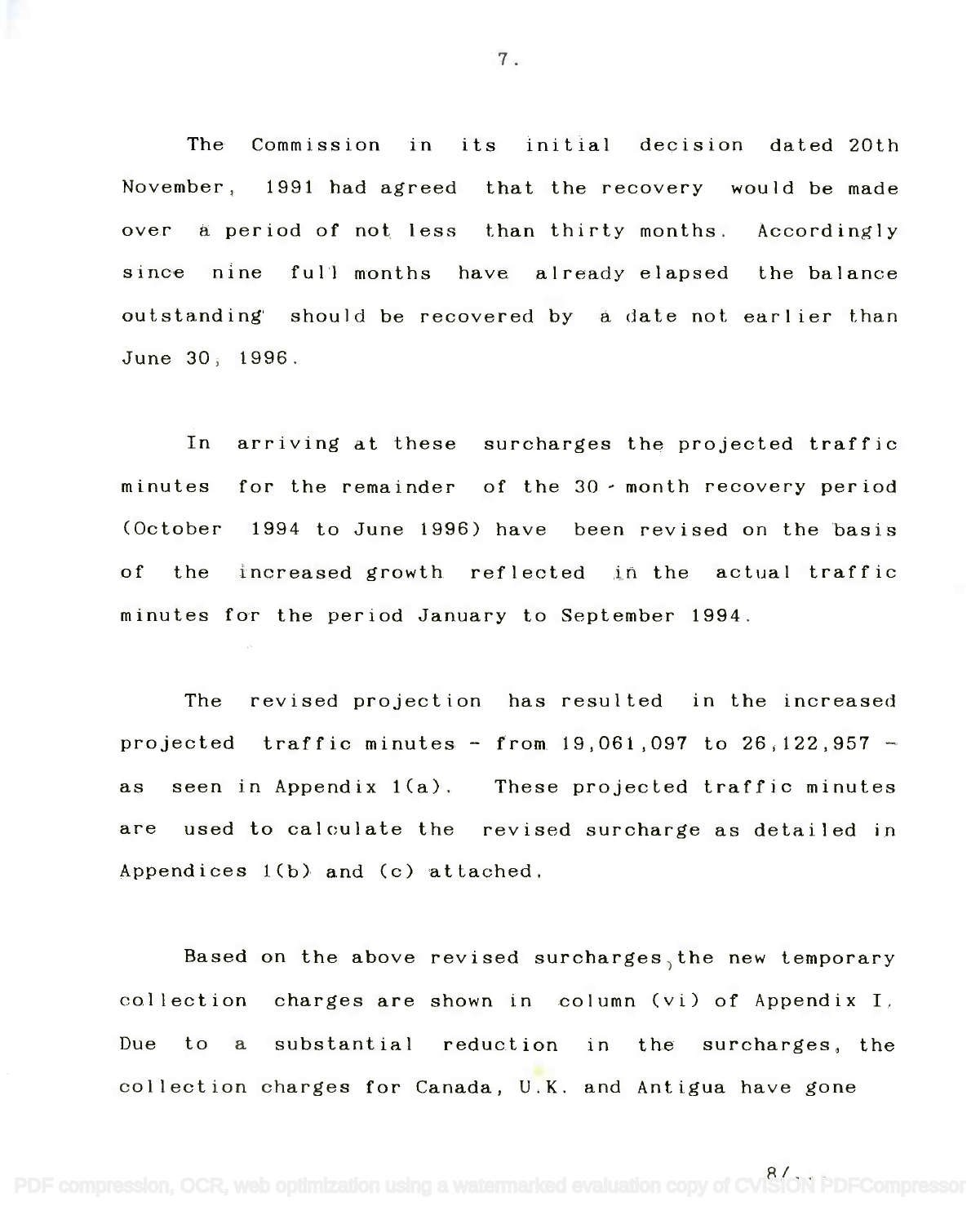The Commission in its initial decision dated 20th November, 1991 had agreed that the recovery would be made over a period of not less than thirty months. Accordingly since nine full months have already elapsed the balance outstanding should be recovered by a date not earlier than June 30, 1996.

In arriving at these surcharges the projected traffic minutes for the remainder of the 30 - month recovery period (October 1994 to June 1996) have been revised on the basis of the increased growth reflected in the actual traffic minutes for the period January to September 1994.

The revised projection has resulted in the increased projected traffic minutes - from 19,061,097 to 26,122,957 - as seen in Appendix 1(a). These projected traffic minutes are used to calculate the revised surcharge as detailed in Appendices 1(b) and (c) attached.

Based on the above revised surcharges, the new temporary collection charges are shown in column (vi) of Appendix I. Due to a substantial reduction in the surcharges, the collection charges for Canada, U.K. and Antigua have gone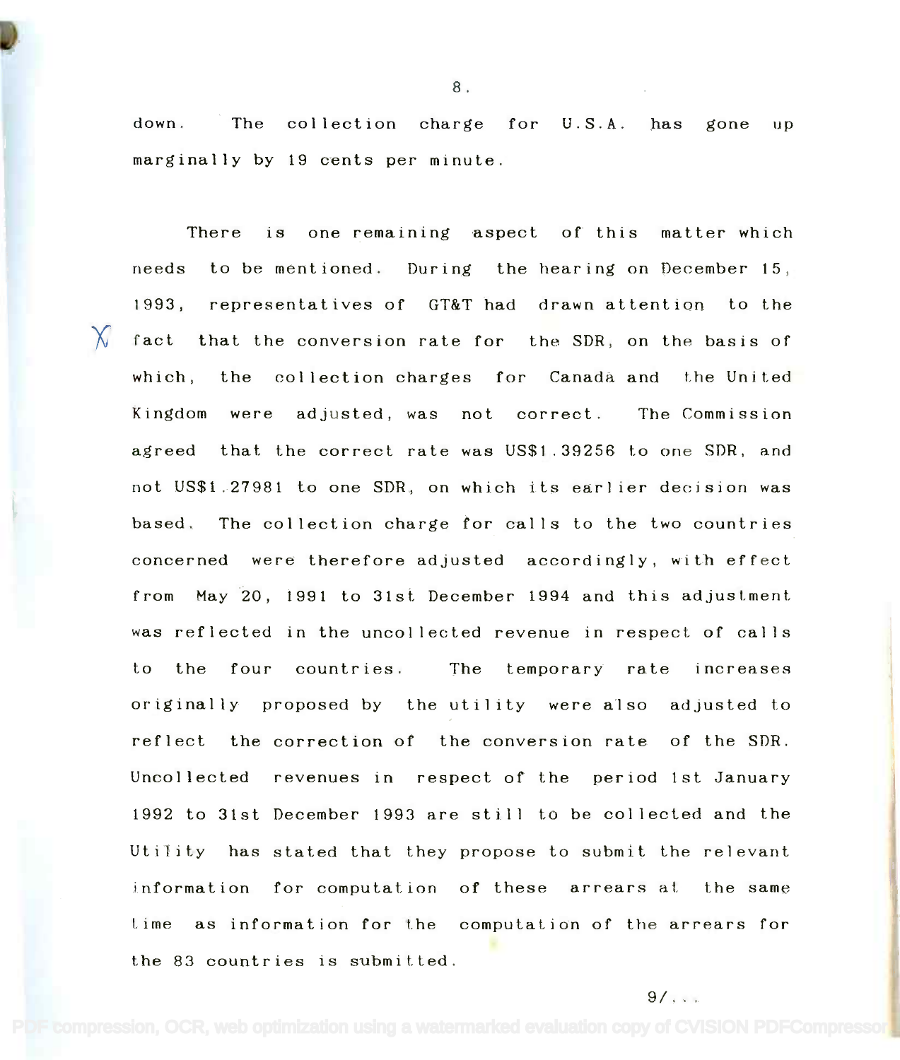down. The collection charge for U.S.A. has gone up marginally by 19 cents per minute.

There is one remaining aspect of this matter which needs to be mentioned. During the hearing on December 15, 1993, representatives of GT&T had drawn attention to the fact that the conversion rate for the SDR, on the basis of which, the collection charges for Canada and the United Kingdom were adjusted, was not correct. The Commission agreed that the correct rate was US$1.39256 to one SDR, and not US$1.27981 to one SDR, on which its earlier decision was based. The collection charge for calls to the two countries concerned were therefore adjusted accordingly, with effect from May 20, 1991 to 31st December 1994 and this adjustment was reflected in the uncollected revenue in respect of calls to the four countries. The temporary rate increases originally proposed by the utility were also adjusted to reflect the correction of the conversion rate of the SDR. Uncollected revenues in respect of the period 1st January 1992 to 31st December 1993 are still to be collected and the Utility has stated that they propose to submit the relevant information for computation of these arrears at the same time as information for the computation of the arrears for the 83 countries is submitted.

9/...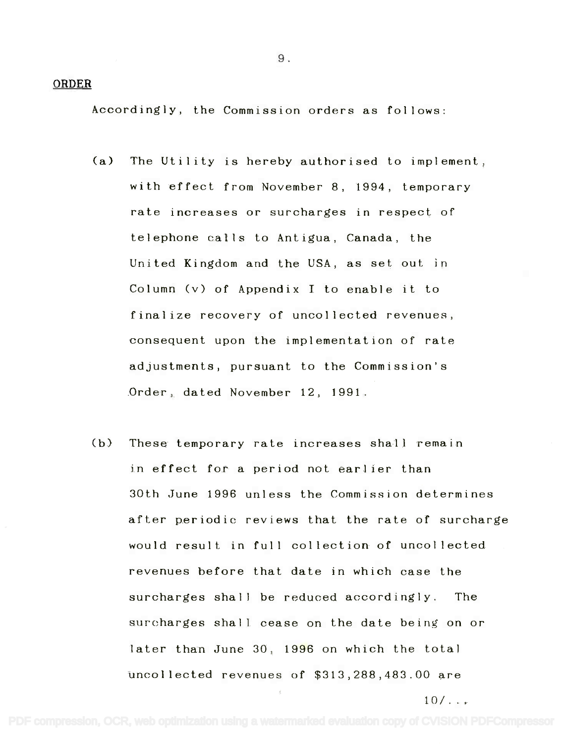**ORDER**

Accordingly, the Commission orders as follows:

(a) The Utility is hereby authorised to implement, with effect from November 8, 1994, temporary rate increases or surcharges in respect of telephone calls to Antigua, Canada, the United Kingdom and the USA, as set out in Column (v) of Appendix I to enable it to finalize recovery of uncollected revenues, consequent upon the implementation of rate adjustments, pursuant to the Commission's Order, dated November 12, 1991.

(b) These temporary rate increases shall remain in effect for a period not earlier than 30th June 1996 unless the Commission determines after periodic reviews that the rate of surcharge would result in full collection of uncollected revenues before that date in which case the surcharges shall be reduced accordingly. The surcharges shall cease on the date being on or later than June 30, 1996 on which the total uncollected revenues of $313,288,483.00 are

10/...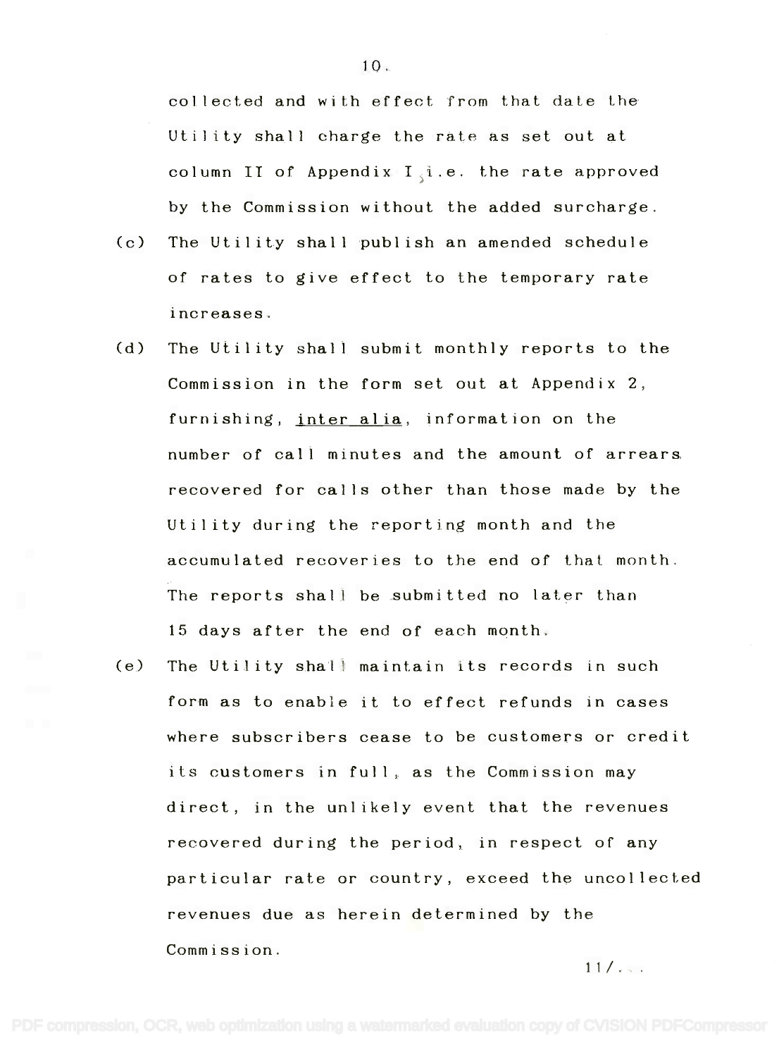collected and with effect from that date the Utility shall charge the rate as set out at column II of Appendix I, i.e. the rate approved by the Commission without the added surcharge.

(c) The Utility shall publish an amended schedule of rates to give effect to the temporary rate increases.

(d) The Utility shall submit monthly reports to the Commission in the form set out at Appendix 2, furnishing, inter alia, information on the number of call minutes and the amount of arrears recovered for calls other than those made by the Utility during the reporting month and the accumulated recoveries to the end of that month. The reports shall be submitted no later than 15 days after the end of each month.

(e) The Utility shall maintain its records in such form as to enable it to effect refunds in cases where subscribers cease to be customers or credit its customers in full, as the Commission may direct, in the unlikely event that the revenues recovered during the period, in respect of any particular rate or country, exceed the uncollected revenues due as herein determined by the Commission.

11/...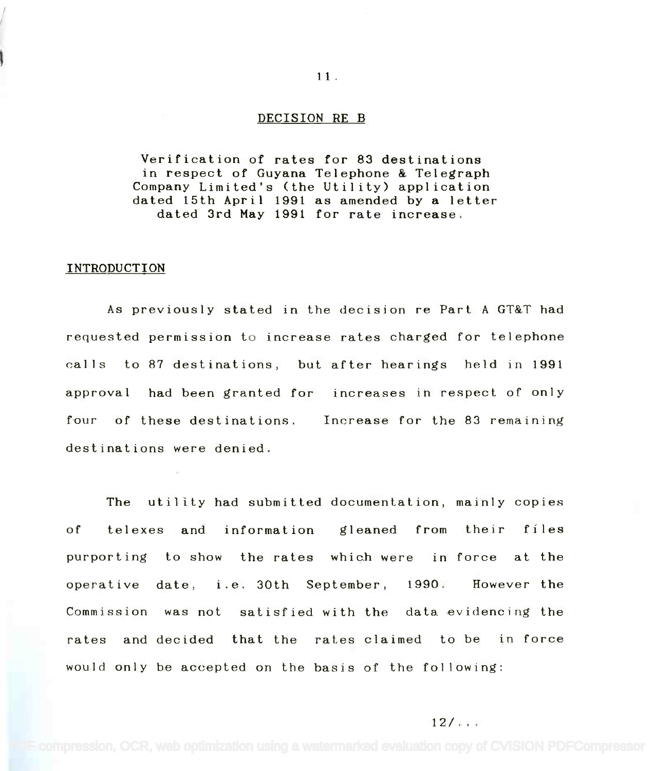## DECISION RE B

Verification of rates for 83 destinations in respect of Guyana Telephone & Telegraph Company Limited's (the Utility) application dated 15th April 1991 as amended by a letter dated 3rd May 1991 for rate increase.

### INTRODUCTION

As previously stated in the decision re Part A GT&T had requested permission to increase rates charged for telephone calls to 87 destinations, but after hearings held in 1991 approval had been granted for increases in respect of only four of these destinations. Increase for the 83 remaining destinations were denied.

The utility had submitted documentation, mainly copies of telexes and information gleaned from their files purporting to show the rates which were in force at the operative date, i.e. 30th September, 1990. However the Commission was not satisfied with the data evidencing the rates and decided that the rates claimed to be in force would only be accepted on the basis of the following: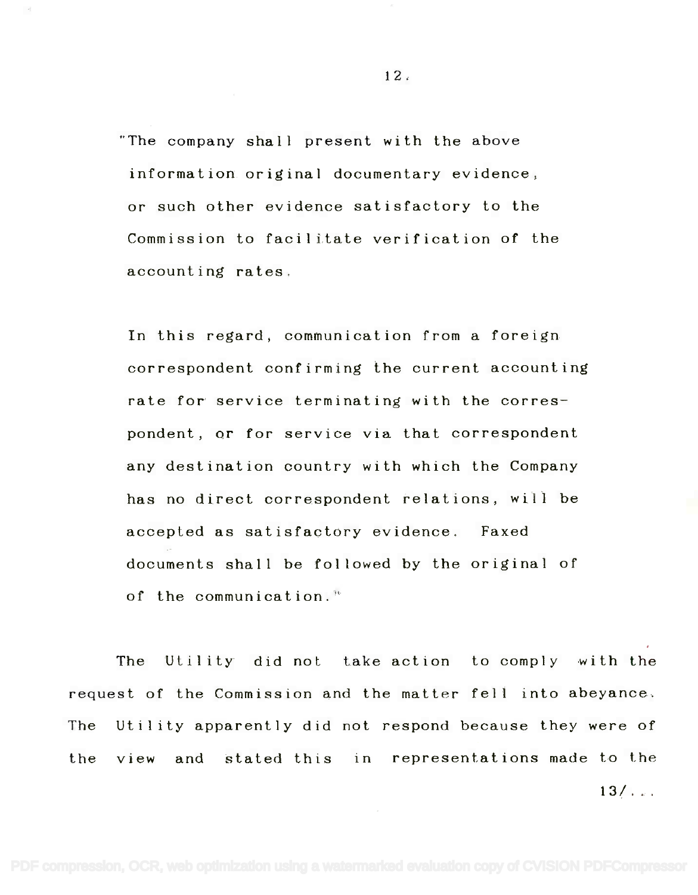"The company shall present with the above information original documentary evidence, or such other evidence satisfactory to the Commission to facilitate verification of the accounting rates.

In this regard, communication from a foreign correspondent confirming the current accounting rate for service terminating with the correspondent, or for service via that correspondent any destination country with which the Company has no direct correspondent relations, will be accepted as satisfactory evidence. Faxed documents shall be followed by the original of of the communication."

The Utility did not take action to comply with the request of the Commission and the matter fell into abeyance. The Utility apparently did not respond because they were of the view and stated this in representations made to the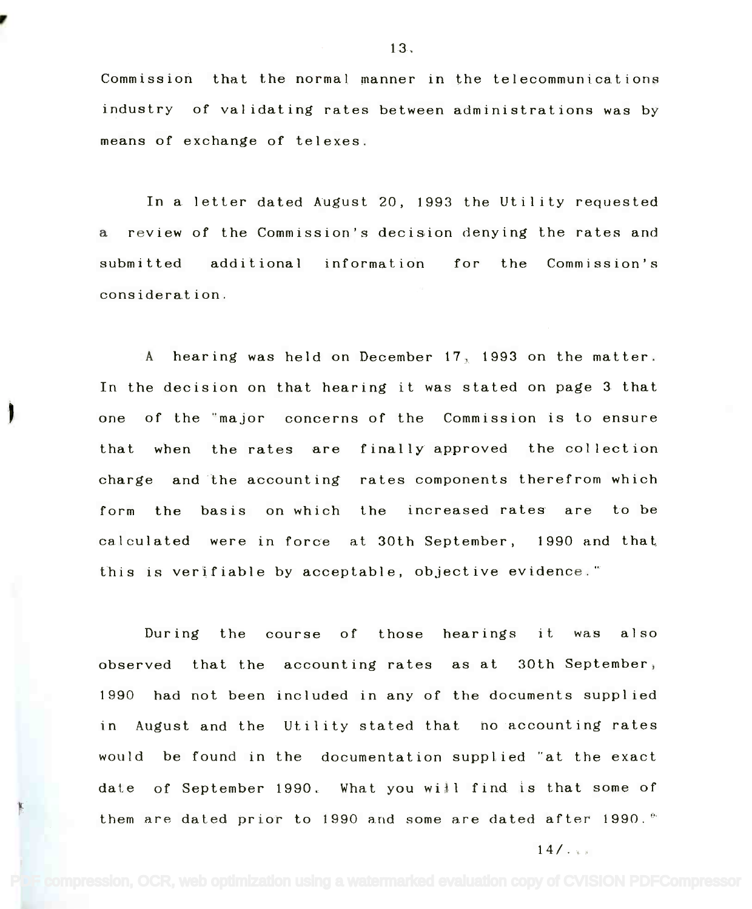Commission that the normal manner in the telecommunications industry of validating rates between administrations was by means of exchange of telexes.

In a letter dated August 20, 1993 the Utility requested a review of the Commission's decision denying the rates and submitted additional information for the Commission's consideration.

A hearing was held on December 17, 1993 on the matter. In the decision on that hearing it was stated on page 3 that one of the "major concerns of the Commission is to ensure that when the rates are finally approved the collection charge and the accounting rates components therefrom which form the basis on which the increased rates are to be calculated were in force at 30th September, 1990 and that this is verifiable by acceptable, objective evidence."

During the course of those hearings it was also observed that the accounting rates as at 30th September, 1990 had not been included in any of the documents supplied in August and the Utility stated that no accounting rates would be found in the documentation supplied "at the exact date of September 1990. What you will find is that some of them are dated prior to 1990 and some are dated after 1990."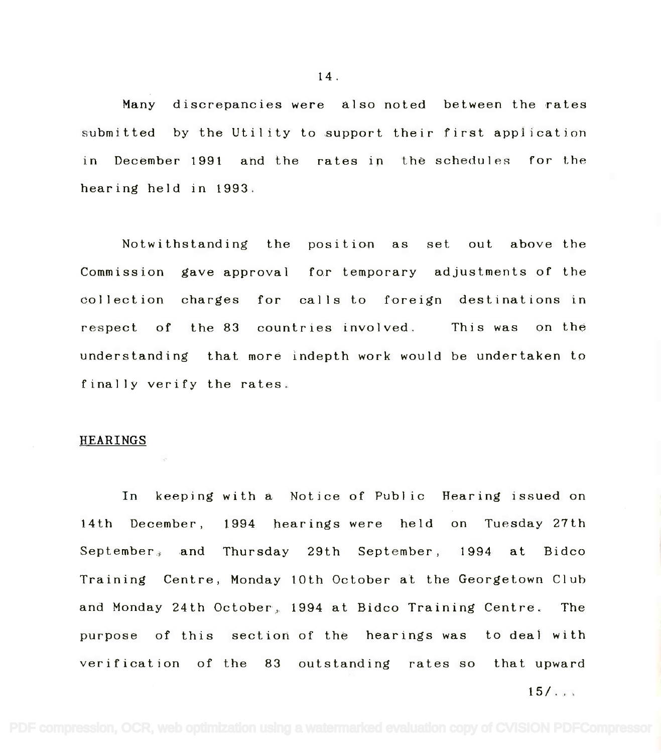Many discrepancies were also noted between the rates submitted by the Utility to support their first application in December 1991 and the rates in the schedules for the hearing held in 1993.

Notwithstanding the position as set out above the Commission gave approval for temporary adjustments of the collection charges for calls to foreign destinations in respect of the 83 countries involved. This was on the understanding that more indepth work would be undertaken to finally verify the rates.

## HEARINGS

In keeping with a Notice of Public Hearing issued on 14th December, 1994 hearings were held on Tuesday 27th September, and Thursday 29th September, 1994 at Bidco Training Centre, Monday 10th October at the Georgetown Club and Monday 24th October, 1994 at Bidco Training Centre. The purpose of this section of the hearings was to deal with verification of the 83 outstanding rates so that upward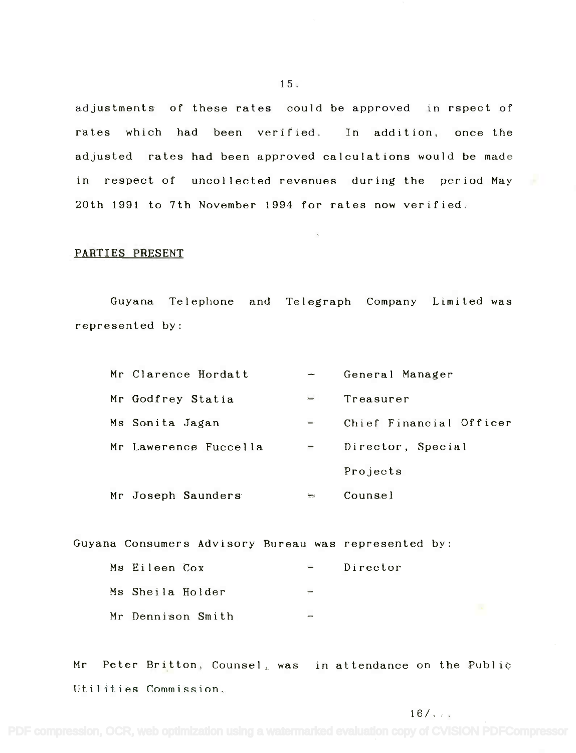adjustments of these rates could be approved in rspect of rates which had been verified. In addition, once the adjusted rates had been approved calculations would be made in respect of uncollected revenues during the period May 20th 1991 to 7th November 1994 for rates now verified.

## PARTIES PRESENT

Guyana Telephone and Telegraph Company Limited was represented by:

| | | |
|---|---|---|
| Mr Clarence Hordatt | - | General Manager |
| Mr Godfrey Statia | - | Treasurer |
| Ms Sonita Jagan | - | Chief Financial Officer |
| Mr Lawerence Fuccella | - | Director, Special Projects |
| Mr Joseph Saunders | - | Counsel |

Guyana Consumers Advisory Bureau was represented by:

| | | |
|---|---|---|
| Ms Eileen Cox | - | Director |
| Ms Sheila Holder | - | |
| Mr Dennison Smith | - | |

Mr Peter Britton, Counsel, was in attendance on the Public Utilities Commission.

16/...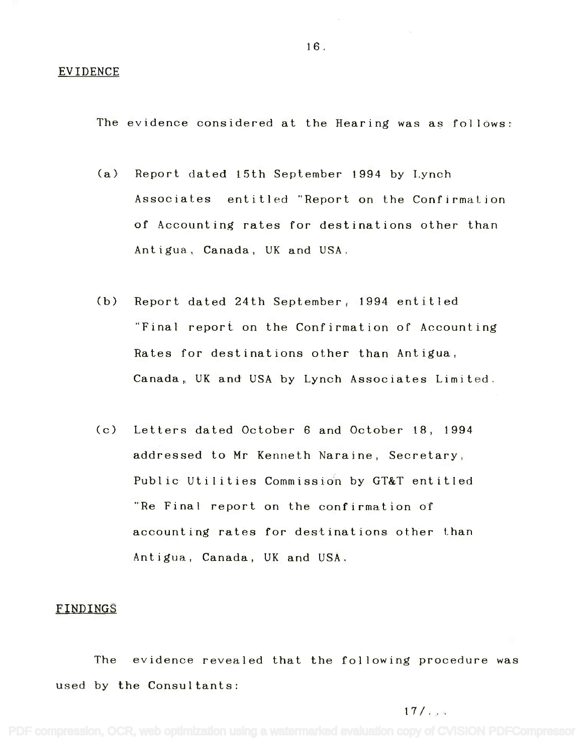## EVIDENCE

The evidence considered at the Hearing was as follows:

(a) Report dated 15th September 1994 by Lynch Associates entitled "Report on the Confirmation of Accounting rates for destinations other than Antigua, Canada, UK and USA.

(b) Report dated 24th September, 1994 entitled "Final report on the Confirmation of Accounting Rates for destinations other than Antigua, Canada, UK and USA by Lynch Associates Limited.

(c) Letters dated October 6 and October 18, 1994 addressed to Mr Kenneth Naraine, Secretary, Public Utilities Commission by GT&T entitled "Re Final report on the confirmation of accounting rates for destinations other than Antigua, Canada, UK and USA.

## FINDINGS

The evidence revealed that the following procedure was used by the Consultants:

17/...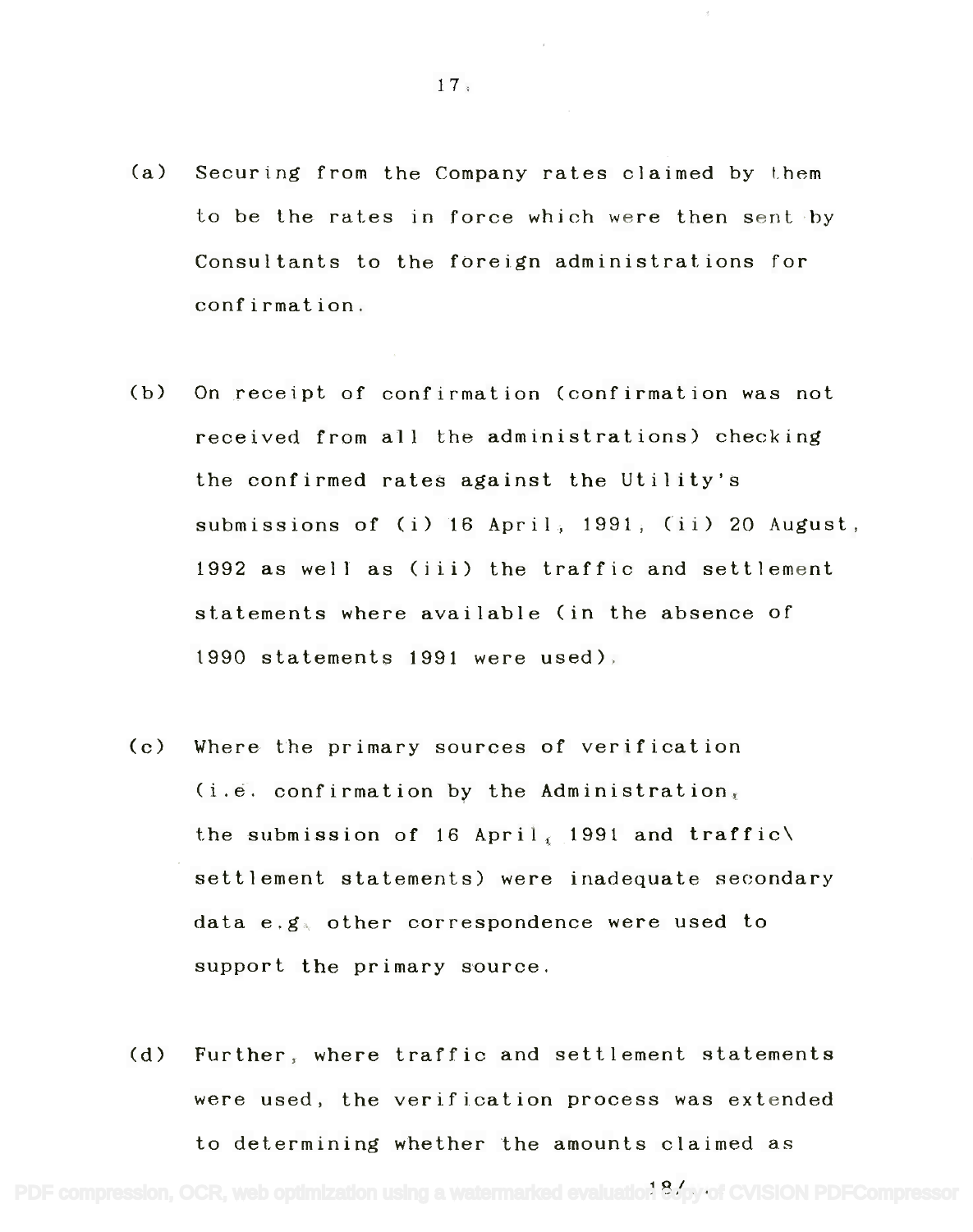(a) Securing from the Company rates claimed by them to be the rates in force which were then sent by Consultants to the foreign administrations for confirmation.

(b) On receipt of confirmation (confirmation was not received from all the administrations) checking the confirmed rates against the Utility's submissions of (i) 16 April, 1991, (ii) 20 August, 1992 as well as (iii) the traffic and settlement statements where available (in the absence of 1990 statements 1991 were used).

(c) Where the primary sources of verification (i.e. confirmation by the Administration, the submission of 16 April, 1991 and traffic\ settlement statements) were inadequate secondary data e.g. other correspondence were used to support the primary source.

(d) Further, where traffic and settlement statements were used, the verification process was extended to determining whether the amounts claimed as

18/..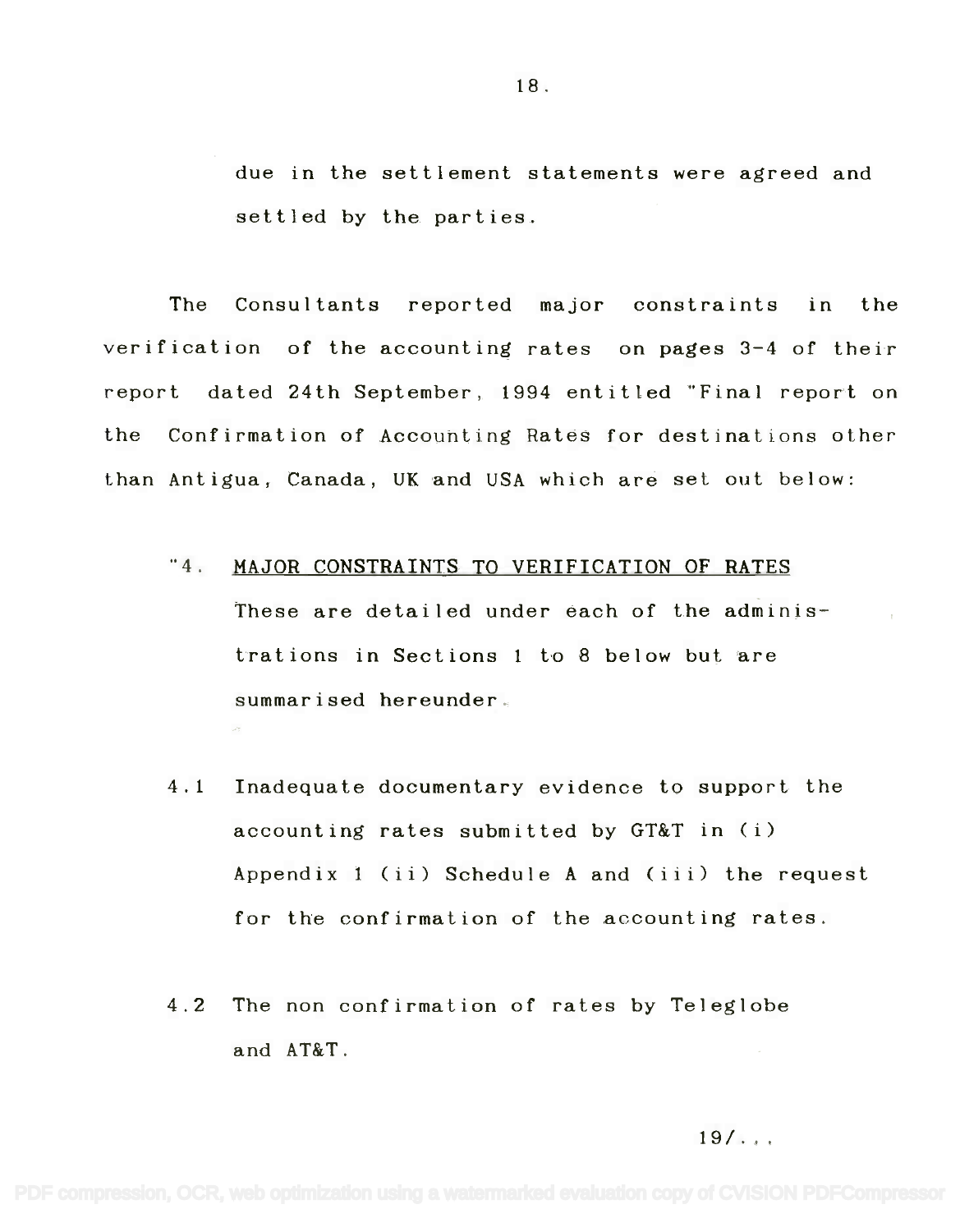due in the settlement statements were agreed and settled by the parties.

The Consultants reported major constraints in the verification of the accounting rates on pages 3-4 of their report dated 24th September, 1994 entitled "Final report on the Confirmation of Accounting Rates for destinations other than Antigua, Canada, UK and USA which are set out below:

"4. <u>MAJOR CONSTRAINTS TO VERIFICATION OF RATES</u>

These are detailed under each of the administrations in Sections 1 to 8 below but are summarised hereunder.

4.1 Inadequate documentary evidence to support the accounting rates submitted by GT&T in (i) Appendix 1 (ii) Schedule A and (iii) the request for the confirmation of the accounting rates.

4.2 The non confirmation of rates by Teleglobe and AT&T.

19/...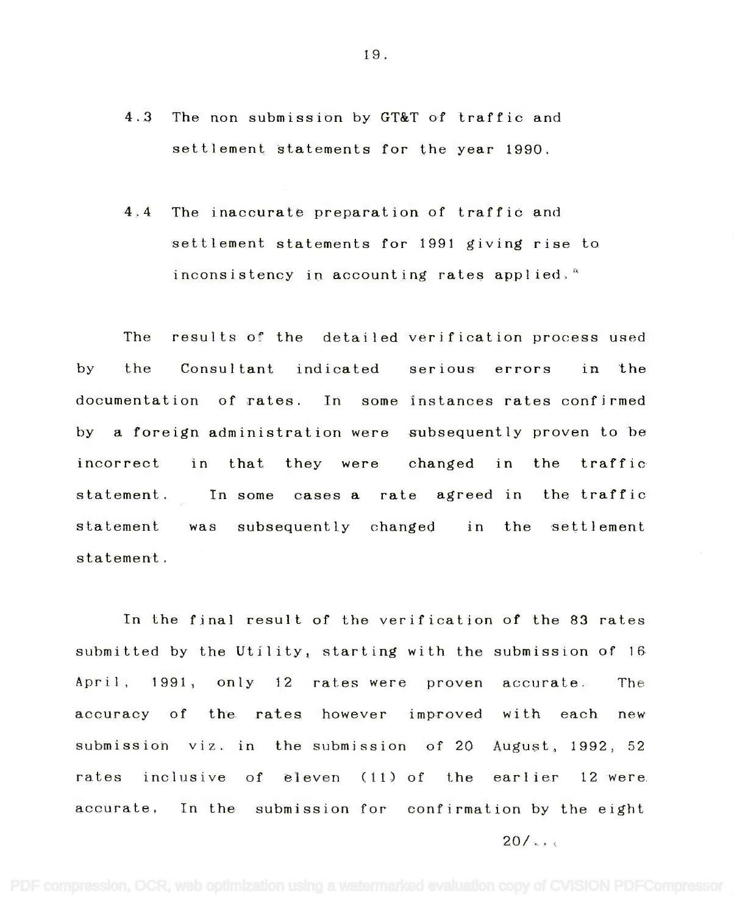4.3 The non submission by GT&T of traffic and settlement statements for the year 1990.

4.4 The inaccurate preparation of traffic and settlement statements for 1991 giving rise to inconsistency in accounting rates applied."

The results of the detailed verification process used by the Consultant indicated serious errors in the documentation of rates. In some instances rates confirmed by a foreign administration were subsequently proven to be incorrect in that they were changed in the traffic statement. In some cases a rate agreed in the traffic statement was subsequently changed in the settlement statement.

In the final result of the verification of the 83 rates submitted by the Utility, starting with the submission of 16 April, 1991, only 12 rates were proven accurate. The accuracy of the rates however improved with each new submission viz. in the submission of 20 August, 1992, 52 rates inclusive of eleven (11) of the earlier 12 were accurate. In the submission for confirmation by the eight

20/...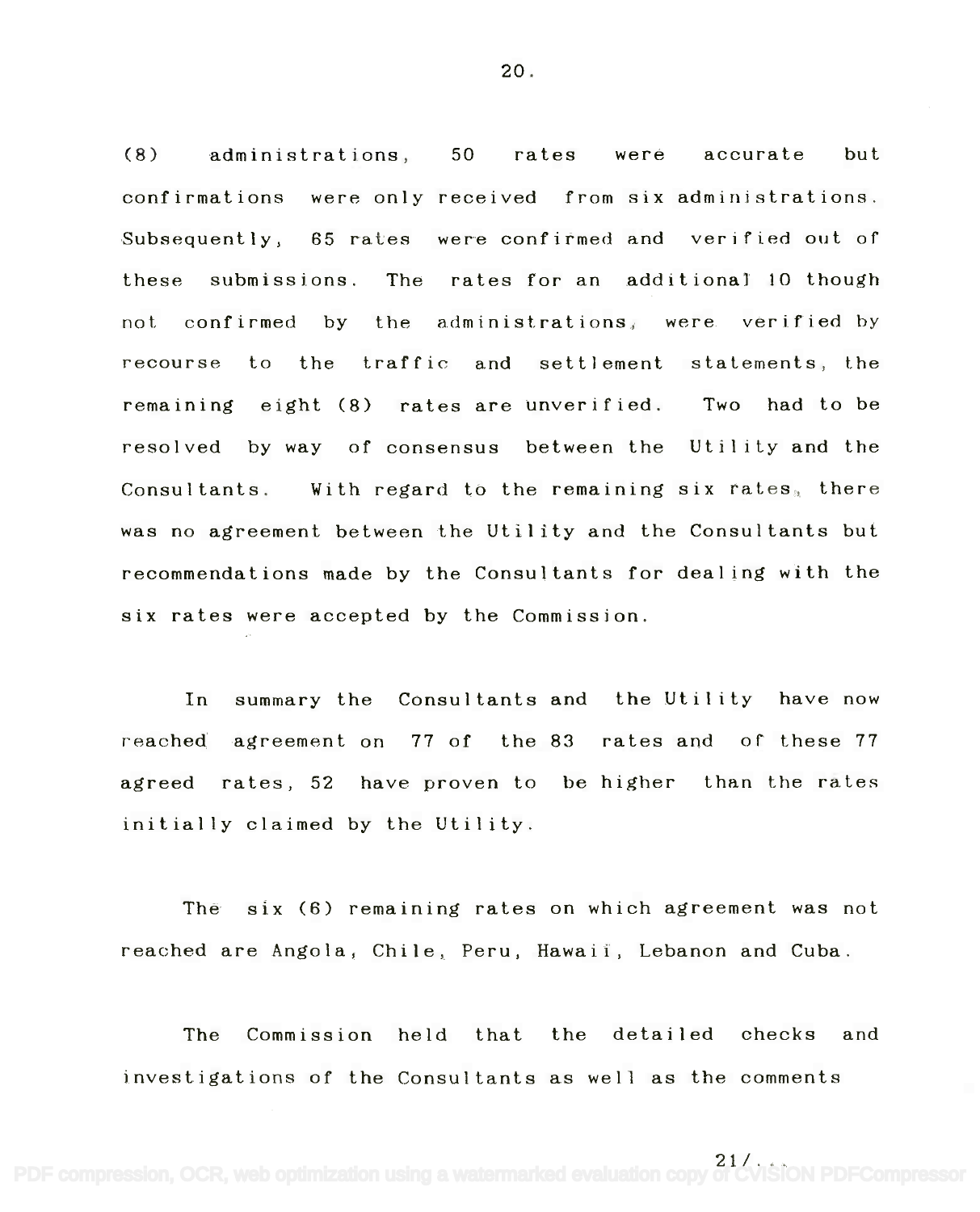(8) administrations, 50 rates were accurate but confirmations were only received from six administrations. Subsequently, 65 rates were confirmed and verified out of these submissions. The rates for an additional 10 though not confirmed by the administrations, were verified by recourse to the traffic and settlement statements, the remaining eight (8) rates are unverified. Two had to be resolved by way of consensus between the Utility and the Consultants. With regard to the remaining six rates, there was no agreement between the Utility and the Consultants but recommendations made by the Consultants for dealing with the six rates were accepted by the Commission.

In summary the Consultants and the Utility have now reached agreement on 77 of the 83 rates and of these 77 agreed rates, 52 have proven to be higher than the rates initially claimed by the Utility.

The six (6) remaining rates on which agreement was not reached are Angola, Chile, Peru, Hawaii, Lebanon and Cuba.

The Commission held that the detailed checks and investigations of the Consultants as well as the comments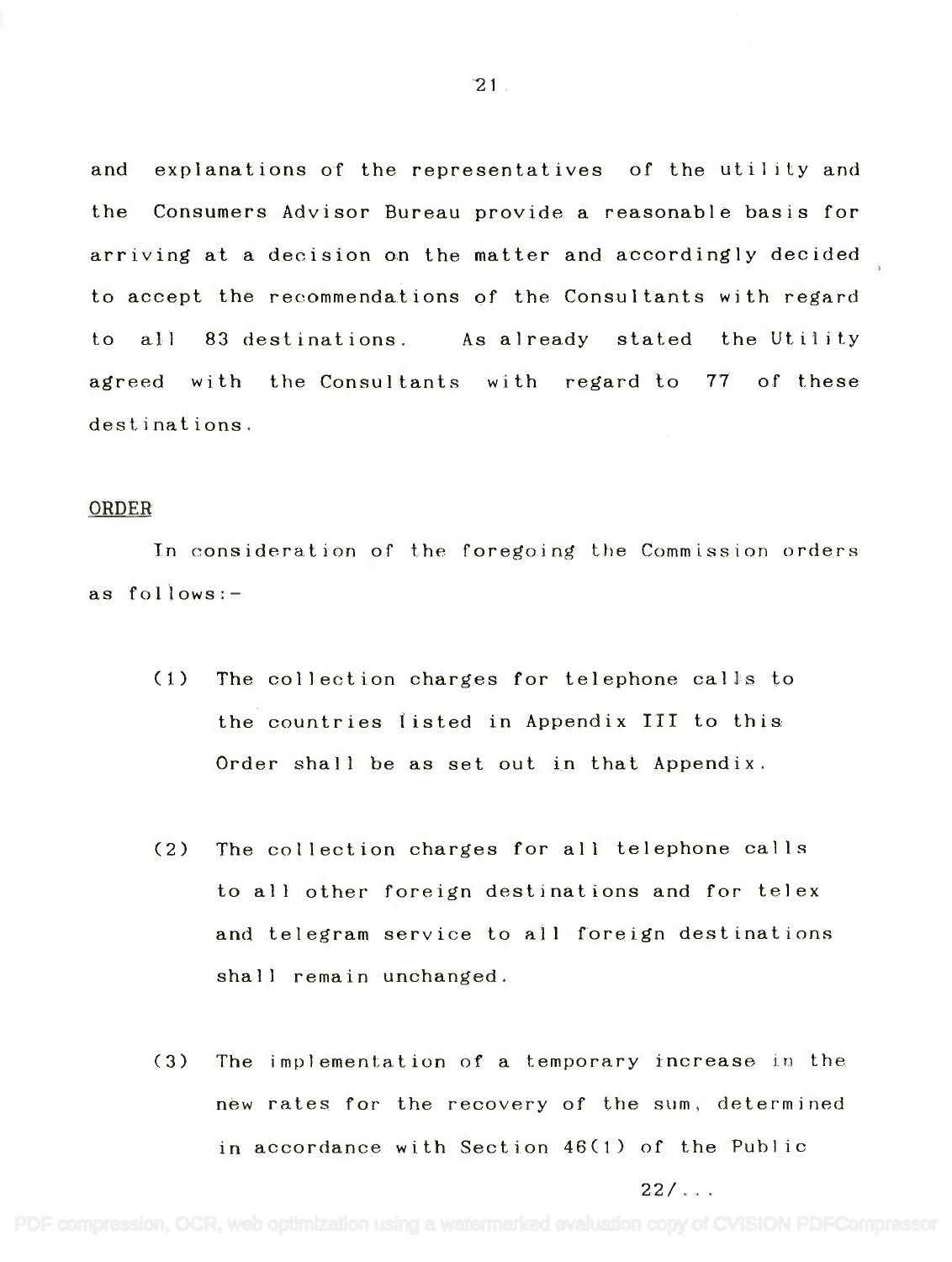and explanations of the representatives of the utility and the Consumers Advisor Bureau provide a reasonable basis for arriving at a decision on the matter and accordingly decided to accept the recommendations of the Consultants with regard to all 83 destinations. As already stated the Utility agreed with the Consultants with regard to 77 of these destinations.

ORDER

In consideration of the foregoing the Commission orders as follows:-

(1) The collection charges for telephone calls to the countries listed in Appendix III to this Order shall be as set out in that Appendix.

(2) The collection charges for all telephone calls to all other foreign destinations and for telex and telegram service to all foreign destinations shall remain unchanged.

(3) The implementation of a temporary increase in the new rates for the recovery of the sum, determined in accordance with Section 46(1) of the Public

22/...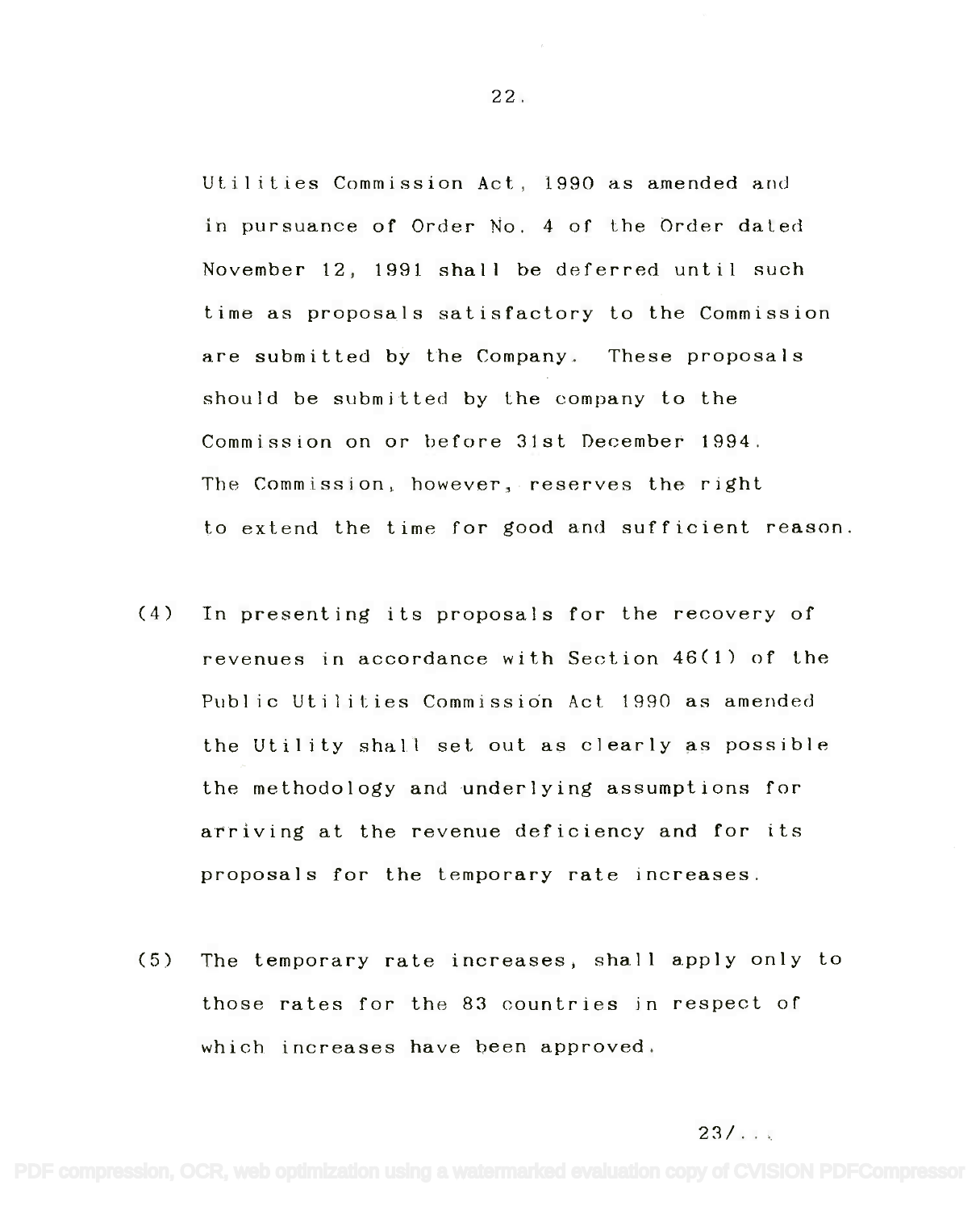Utilities Commission Act, 1990 as amended and in pursuance of Order No. 4 of the Order dated November 12, 1991 shall be deferred until such time as proposals satisfactory to the Commission are submitted by the Company. These proposals should be submitted by the company to the Commission on or before 31st December 1994. The Commission, however, reserves the right to extend the time for good and sufficient reason.

(4) In presenting its proposals for the recovery of revenues in accordance with Section 46(1) of the Public Utilities Commission Act 1990 as amended the Utility shall set out as clearly as possible the methodology and underlying assumptions for arriving at the revenue deficiency and for its proposals for the temporary rate increases.

(5) The temporary rate increases, shall apply only to those rates for the 83 countries in respect of which increases have been approved.

23/...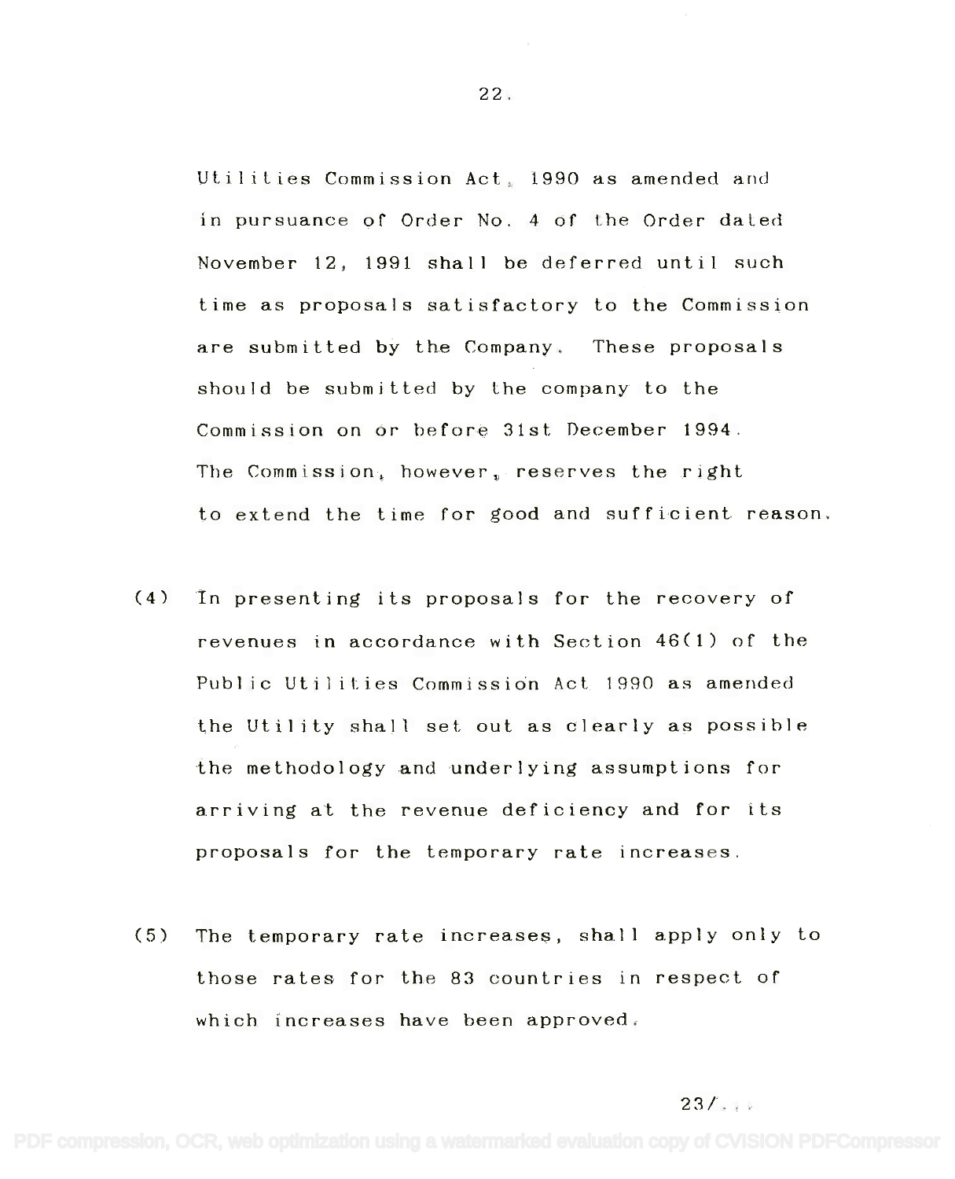Utilities Commission Act, 1990 as amended and in pursuance of Order No. 4 of the Order dated November 12, 1991 shall be deferred until such time as proposals satisfactory to the Commission are submitted by the Company. These proposals should be submitted by the company to the Commission on or before 31st December 1994. The Commission, however, reserves the right to extend the time for good and sufficient reason.

(4) In presenting its proposals for the recovery of revenues in accordance with Section 46(1) of the Public Utilities Commission Act 1990 as amended the Utility shall set out as clearly as possible the methodology and underlying assumptions for arriving at the revenue deficiency and for its proposals for the temporary rate increases.

(5) The temporary rate increases, shall apply only to those rates for the 83 countries in respect of which increases have been approved.

23/...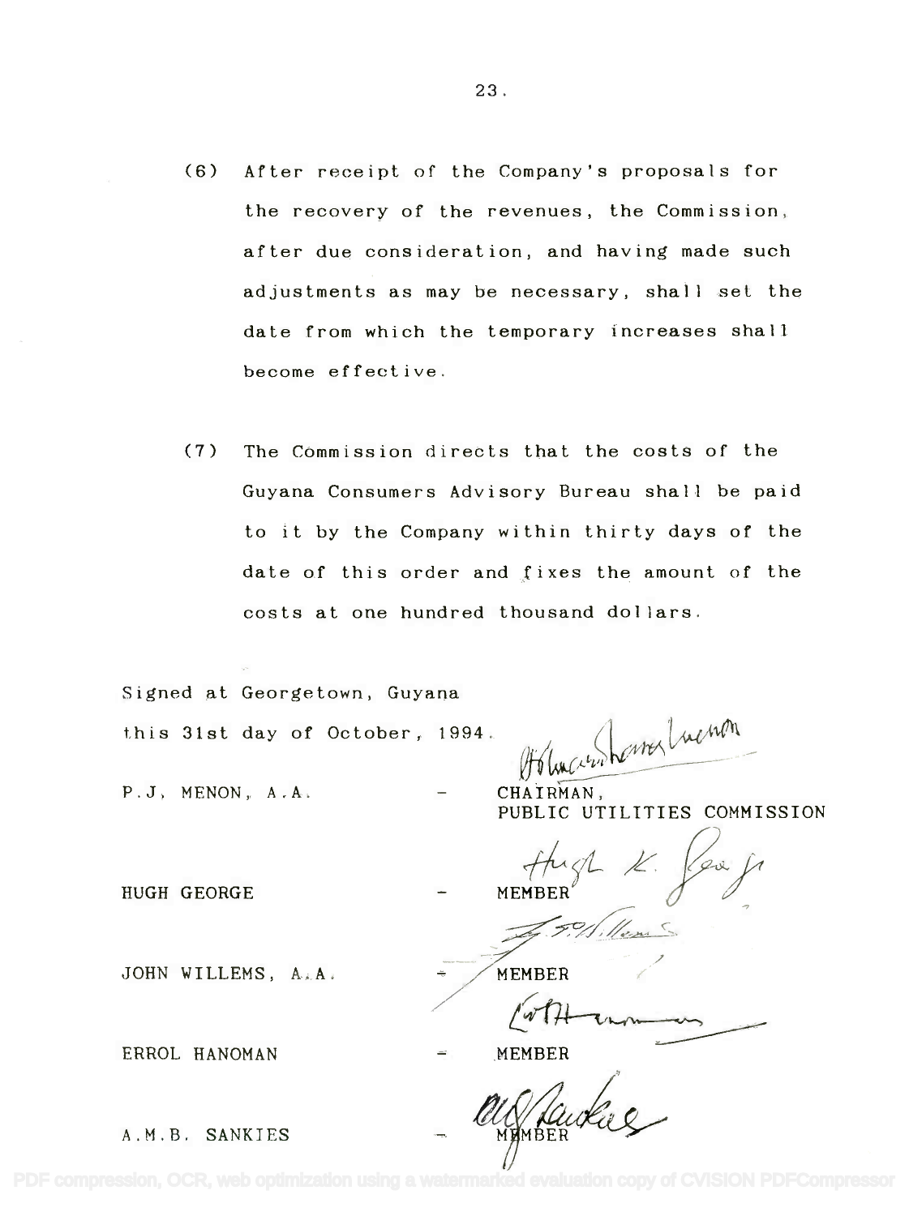(6) After receipt of the Company's proposals for the recovery of the revenues, the Commission, after due consideration, and having made such adjustments as may be necessary, shall set the date from which the temporary increases shall become effective.

(7) The Commission directs that the costs of the Guyana Consumers Advisory Bureau shall be paid to it by the Company within thirty days of the date of this order and fixes the amount of the costs at one hundred thousand dollars.

Signed at Georgetown, Guyana
this 31st day of October, 1994.

P.J. MENON, A.A. - CHAIRMAN, PUBLIC UTILITIES COMMISSION

HUGH GEORGE - MEMBER

JOHN WILLEMS, A.A. - MEMBER

ERROL HANOMAN - MEMBER

A.M.B. SANKIES - MEMBER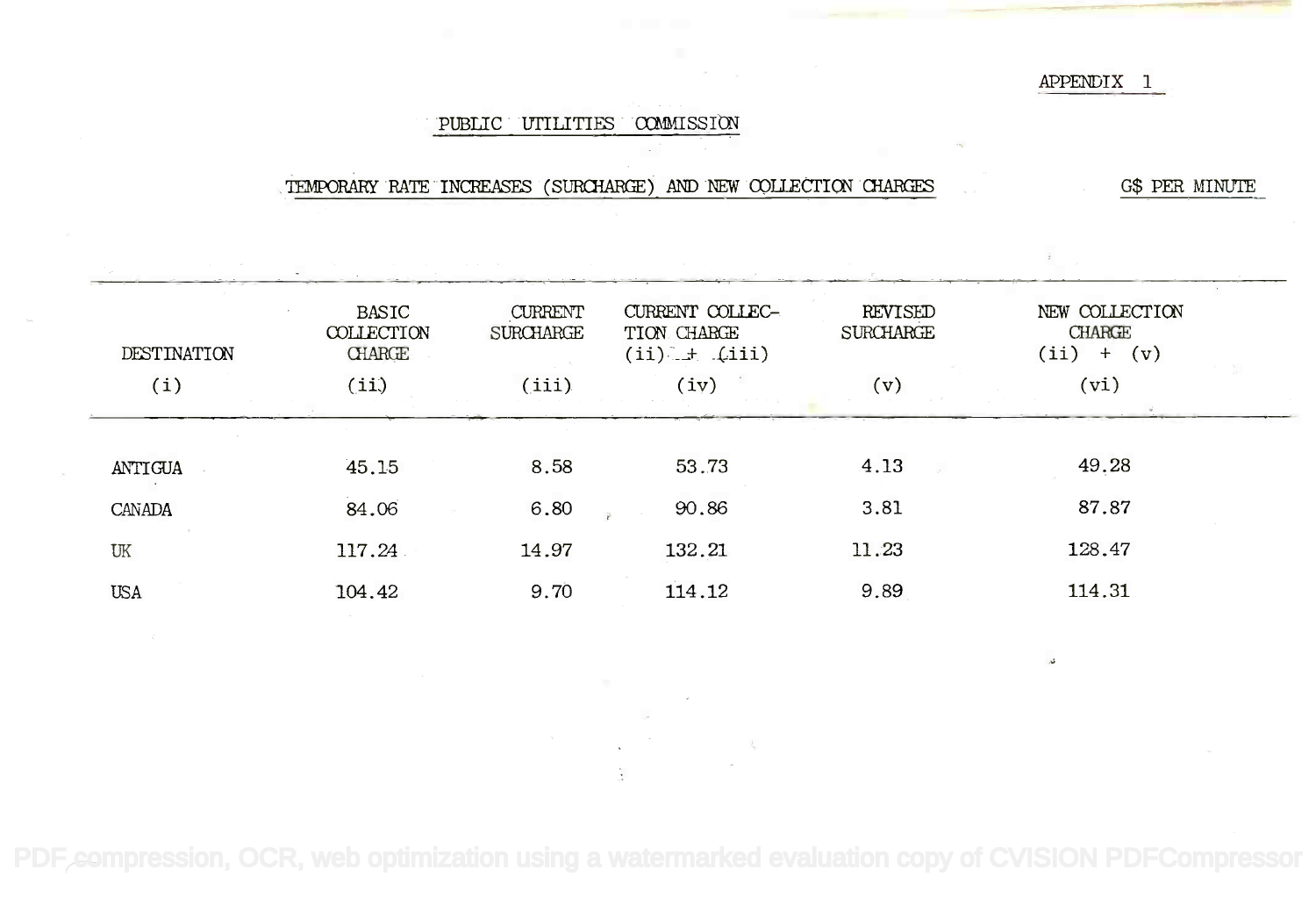APPENDIX 1

## PUBLIC UTILITIES COMMISSION

### TEMPORARY RATE INCREASES (SURCHARGE) AND NEW COLLECTION CHARGES

G$ PER MINUTE

| DESTINATION (i) | BASIC COLLECTION CHARGE (ii) | CURRENT SURCHARGE (iii) | CURRENT COLLECTION CHARGE (ii) + (iii) (iv) | REVISED SURCHARGE (v) | NEW COLLECTION CHARGE (ii) + (v) (vi) |
|---|---|---|---|---|---|
| ANTIGUA | 45.15 | 8.58 | 53.73 | 4.13 | 49.28 |
| CANADA | 84.06 | 6.80 | 90.86 | 3.81 | 87.87 |
| UK | 117.24 | 14.97 | 132.21 | 11.23 | 128.47 |
| USA | 104.42 | 9.70 | 114.12 | 9.89 | 114.31 |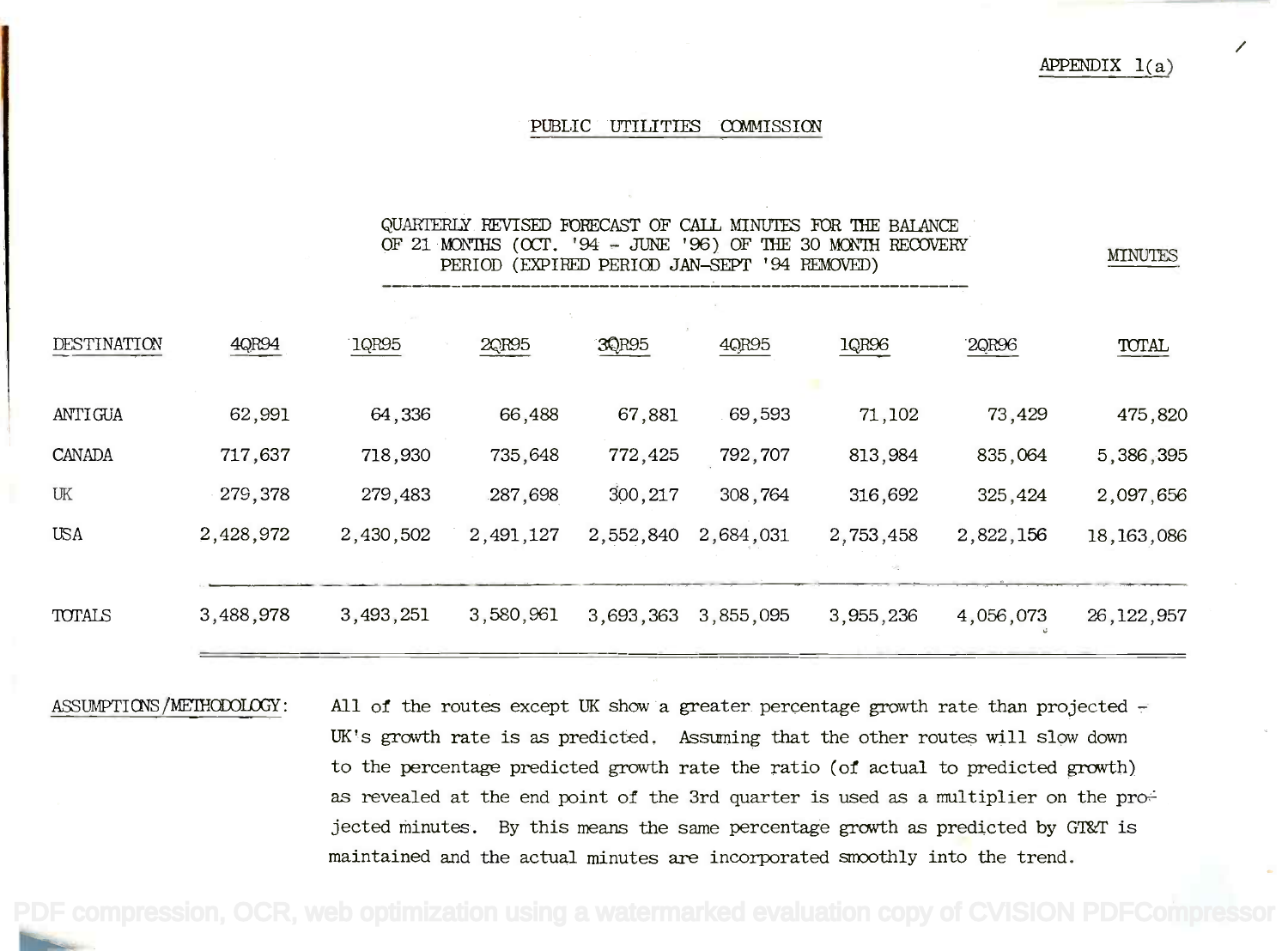APPENDIX 1(a)

## PUBLIC UTILITIES COMMISSION

### QUARTERLY REVISED FORECAST OF CALL MINUTES FOR THE BALANCE OF 21 MONTHS (OCT. '94 - JUNE '96) OF THE 30 MONTH RECOVERY PERIOD (EXPIRED PERIOD JAN-SEPT '94 REMOVED)

MINUTES

| DESTINATION | 4QR94 | 1QR95 | 2QR95 | 3QR95 | 4QR95 | 1QR96 | 2QR96 | TOTAL |
|---|---|---|---|---|---|---|---|---|
| ANTIGUA | 62,991 | 64,336 | 66,488 | 67,881 | 69,593 | 71,102 | 73,429 | 475,820 |
| CANADA | 717,637 | 718,930 | 735,648 | 772,425 | 792,707 | 813,984 | 835,064 | 5,386,395 |
| UK | 279,378 | 279,483 | 287,698 | 300,217 | 308,764 | 316,692 | 325,424 | 2,097,656 |
| USA | 2,428,972 | 2,430,502 | 2,491,127 | 2,552,840 | 2,684,031 | 2,753,458 | 2,822,156 | 18,163,086 |
| TOTALS | 3,488,978 | 3,493,251 | 3,580,961 | 3,693,363 | 3,855,095 | 3,955,236 | 4,056,073 | 26,122,957 |

ASSUMPTIONS/METHODOLOGY: All of the routes except UK show a greater percentage growth rate than projected - UK's growth rate is as predicted. Assuming that the other routes will slow down to the percentage predicted growth rate the ratio (of actual to predicted growth) as revealed at the end point of the 3rd quarter is used as a multiplier on the projected minutes. By this means the same percentage growth as predicted by GT&T is maintained and the actual minutes are incorporated smoothly into the trend.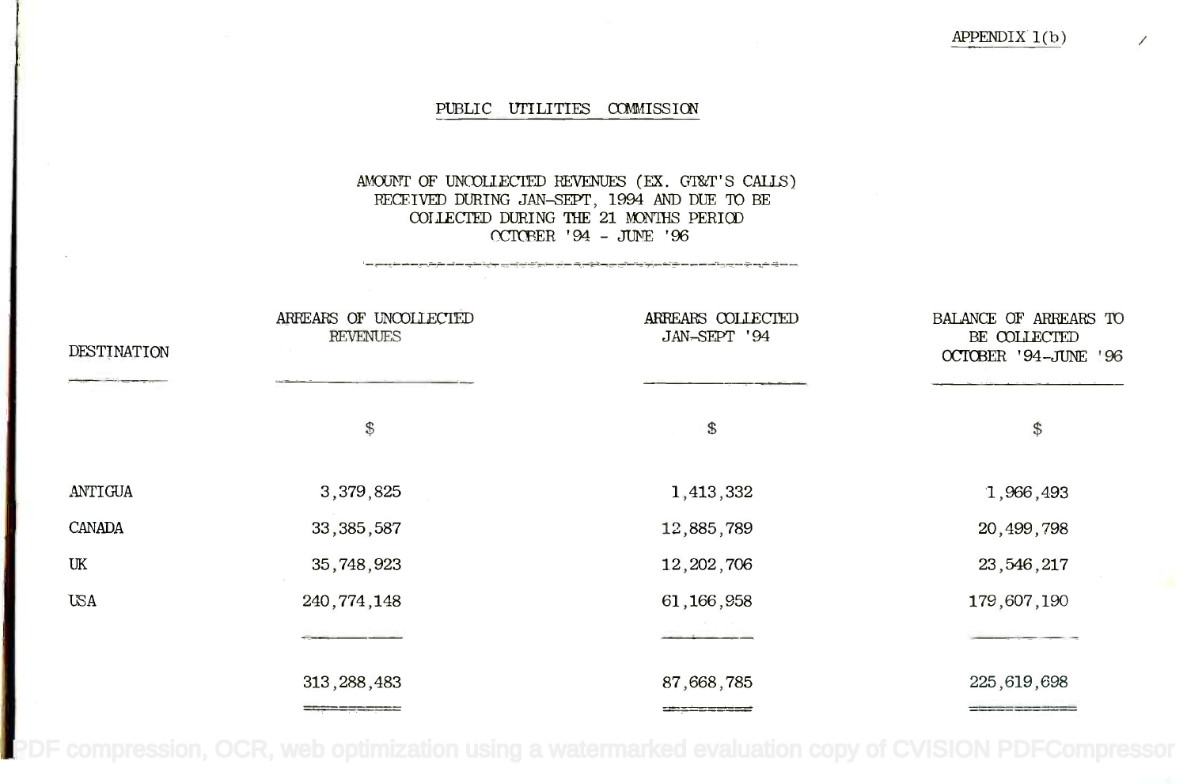APPENDIX 1(b)

# PUBLIC UTILITIES COMMISSION

## AMOUNT OF UNCOLLECTED REVENUES (EX. GT&T'S CALLS) RECEIVED DURING JAN-SEPT, 1994 AND DUE TO BE COLLECTED DURING THE 21 MONTHS PERIOD OCTOBER '94 - JUNE '96

| DESTINATION | ARREARS OF UNCOLLECTED REVENUES | ARREARS COLLECTED JAN-SEPT '94 | BALANCE OF ARREARS TO BE COLLECTED OCTOBER '94-JUNE '96 |
|---|---|---|---|
| | $ | $ | $ |
| ANTIGUA | 3,379,825 | 1,413,332 | 1,966,493 |
| CANADA | 33,385,587 | 12,885,789 | 20,499,798 |
| UK | 35,748,923 | 12,202,706 | 23,546,217 |
| USA | 240,774,148 | 61,166,958 | 179,607,190 |
| | 313,288,483 | 87,668,785 | 225,619,698 |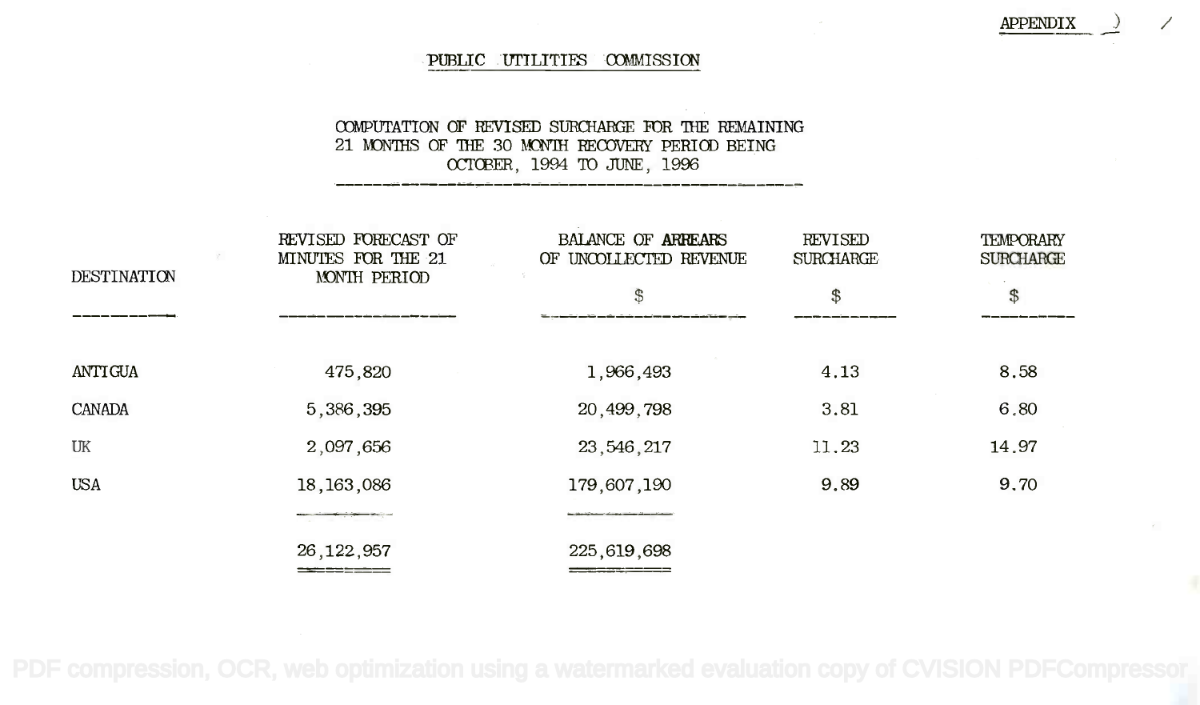APPENDIX )

# PUBLIC UTILITIES COMMISSION

## COMPUTATION OF REVISED SURCHARGE FOR THE REMAINING 21 MONTHS OF THE 30 MONTH RECOVERY PERIOD BEING OCTOBER, 1994 TO JUNE, 1996

| DESTINATION | REVISED FORECAST OF MINUTES FOR THE 21 MONTH PERIOD | BALANCE OF ARREARS OF UNCOLLECTED REVENUE $ | REVISED SURCHARGE $ | TEMPORARY SURCHARGE $ |
|---|---|---|---|---|
| ANTIGUA | 475,820 | 1,966,493 | 4.13 | 8.58 |
| CANADA | 5,386,395 | 20,499,798 | 3.81 | 6.80 |
| UK | 2,097,656 | 23,546,217 | 11.23 | 14.97 |
| USA | 18,163,086 | 179,607,190 | 9.89 | 9.70 |
| | 26,122,957 | 225,619,698 | | |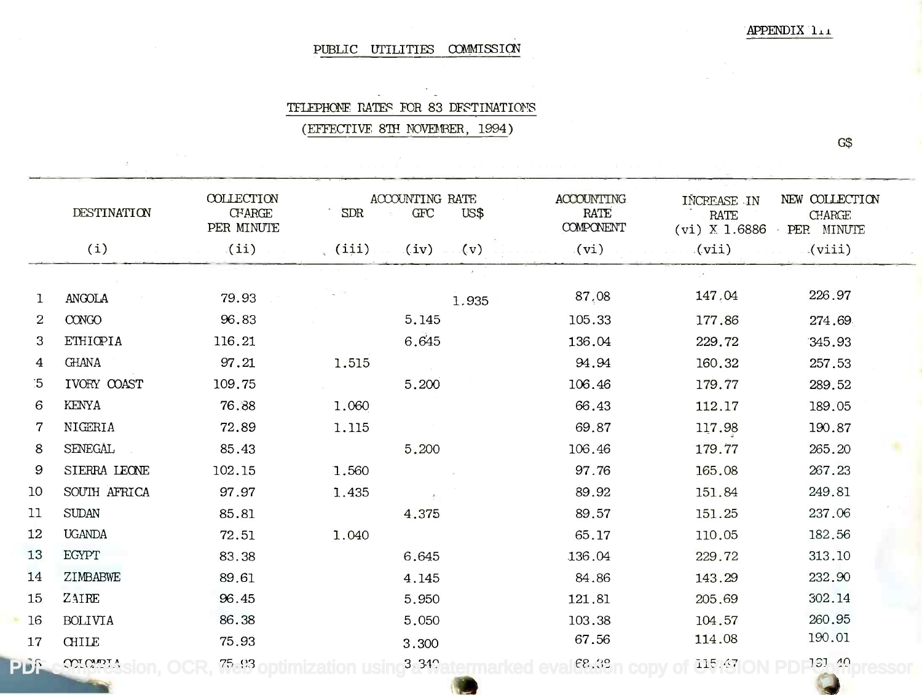APPENDIX 1.1

PUBLIC UTILITIES COMMISSION

TELEPHONE RATES FOR 83 DESTINATIONS

(EFFECTIVE 8TH NOVEMBER, 1994)

G$

| | DESTINATION | COLLECTION CHARGE PER MINUTE | ACCOUNTING RATE | | | ACCOUNTING RATE COMPONENT | INCREASE IN RATE (vi) X 1.6886 | NEW COLLECTION CHARGE PER MINUTE |
|---|---|---|---|---|---|---|---|---|
| | | | SDR | GFC | US$ | | | |
| | (i) | (ii) | (iii) | (iv) | (v) | (vi) | (vii) | (viii) |
| 1 | ANGOLA | 79.93 | | | 1.935 | 87.08 | 147.04 | 226.97 |
| 2 | CONGO | 96.83 | | 5.145 | | 105.33 | 177.86 | 274.69 |
| 3 | ETHIOPIA | 116.21 | | 6.645 | | 136.04 | 229.72 | 345.93 |
| 4 | GHANA | 97.21 | 1.515 | | | 94.94 | 160.32 | 257.53 |
| 5 | IVORY COAST | 109.75 | | 5.200 | | 106.46 | 179.77 | 289.52 |
| 6 | KENYA | 76.88 | 1.060 | | | 66.43 | 112.17 | 189.05 |
| 7 | NIGERIA | 72.89 | 1.115 | | | 69.87 | 117.98 | 190.87 |
| 8 | SENEGAL | 85.43 | | 5.200 | | 106.46 | 179.77 | 265.20 |
| 9 | SIERRA LEONE | 102.15 | 1.560 | | | 97.76 | 165.08 | 267.23 |
| 10 | SOUTH AFRICA | 97.97 | 1.435 | | | 89.92 | 151.84 | 249.81 |
| 11 | SUDAN | 85.81 | | 4.375 | | 89.57 | 151.25 | 237.06 |
| 12 | UGANDA | 72.51 | 1.040 | | | 65.17 | 110.05 | 182.56 |
| 13 | EGYPT | 83.38 | | 6.645 | | 136.04 | 229.72 | 313.10 |
| 14 | ZIMBABWE | 89.61 | | 4.145 | | 84.86 | 143.29 | 232.90 |
| 15 | ZAIRE | 96.45 | | 5.950 | | 121.81 | 205.69 | 302.14 |
| 16 | BOLIVIA | 86.38 | | 5.050 | | 103.38 | 104.57 | 260.95 |
| 17 | CHILE | 75.93 | | 3.300 | | 67.56 | 114.08 | 190.01 |
| 18 | COLOMBIA | 75.93 | | 3.340 | | 68.38 | 115.47 | 191.40 |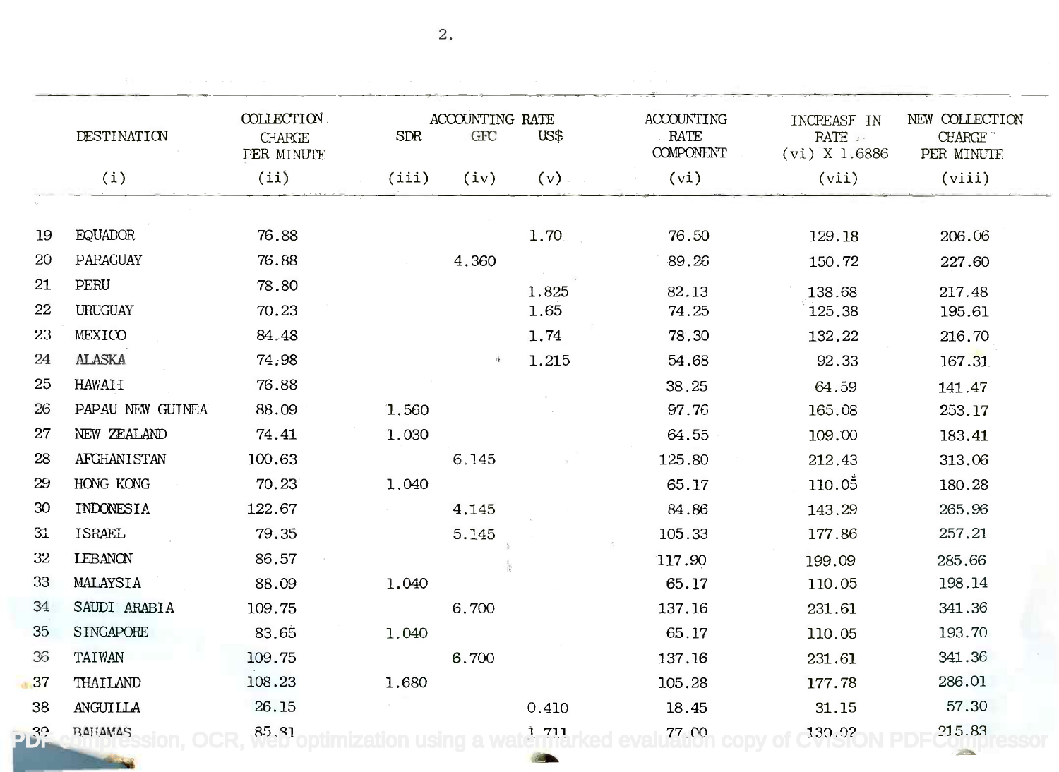| | DESTINATION | COLLECTION CHARGE PER MINUTE | ACCOUNTING RATE SDR | GFC | US$ | ACCOUNTING RATE COMPONENT | INCREASE IN RATE (vi) X 1.6886 | NEW COLLECTION CHARGE PER MINUTE |
|---|---|---|---|---|---|---|---|---|
| | (i) | (ii) | (iii) | (iv) | (v) | (vi) | (vii) | (viii) |
| 19 | EQUADOR | 76.88 | | | 1.70 | 76.50 | 129.18 | 206.06 |
| 20 | PARAGUAY | 76.88 | | 4.360 | | 89.26 | 150.72 | 227.60 |
| 21 | PERU | 78.80 | | | 1.825 | 82.13 | 138.68 | 217.48 |
| 22 | URUGUAY | 70.23 | | | 1.65 | 74.25 | 125.38 | 195.61 |
| 23 | MEXICO | 84.48 | | | 1.74 | 78.30 | 132.22 | 216.70 |
| 24 | ALASKA | 74.98 | | | 1.215 | 54.68 | 92.33 | 167.31 |
| 25 | HAWAII | 76.88 | | | | 38.25 | 64.59 | 141.47 |
| 26 | PAPAU NEW GUINEA | 88.09 | 1.560 | | | 97.76 | 165.08 | 253.17 |
| 27 | NEW ZEALAND | 74.41 | 1.030 | | | 64.55 | 109.00 | 183.41 |
| 28 | AFGHANISTAN | 100.63 | | 6.145 | | 125.80 | 212.43 | 313.06 |
| 29 | HONG KONG | 70.23 | 1.040 | | | 65.17 | 110.05 | 180.28 |
| 30 | INDONESIA | 122.67 | | 4.145 | | 84.86 | 143.29 | 265.96 |
| 31 | ISRAEL | 79.35 | | 5.145 | | 105.33 | 177.86 | 257.21 |
| 32 | LEBANON | 86.57 | | | | 117.90 | 199.09 | 285.66 |
| 33 | MALAYSIA | 88.09 | 1.040 | | | 65.17 | 110.05 | 198.14 |
| 34 | SAUDI ARABIA | 109.75 | | 6.700 | | 137.16 | 231.61 | 341.36 |
| 35 | SINGAPORE | 83.65 | 1.040 | | | 65.17 | 110.05 | 193.70 |
| 36 | TAIWAN | 109.75 | | 6.700 | | 137.16 | 231.61 | 341.36 |
| 37 | THAILAND | 108.23 | 1.680 | | | 105.28 | 177.78 | 286.01 |
| 38 | ANGUILLA | 26.15 | | | 0.410 | 18.45 | 31.15 | 57.30 |
| 39 | BAHAMAS | 85.81 | | | 1.711 | 77.00 | 130.02 | 215.83 |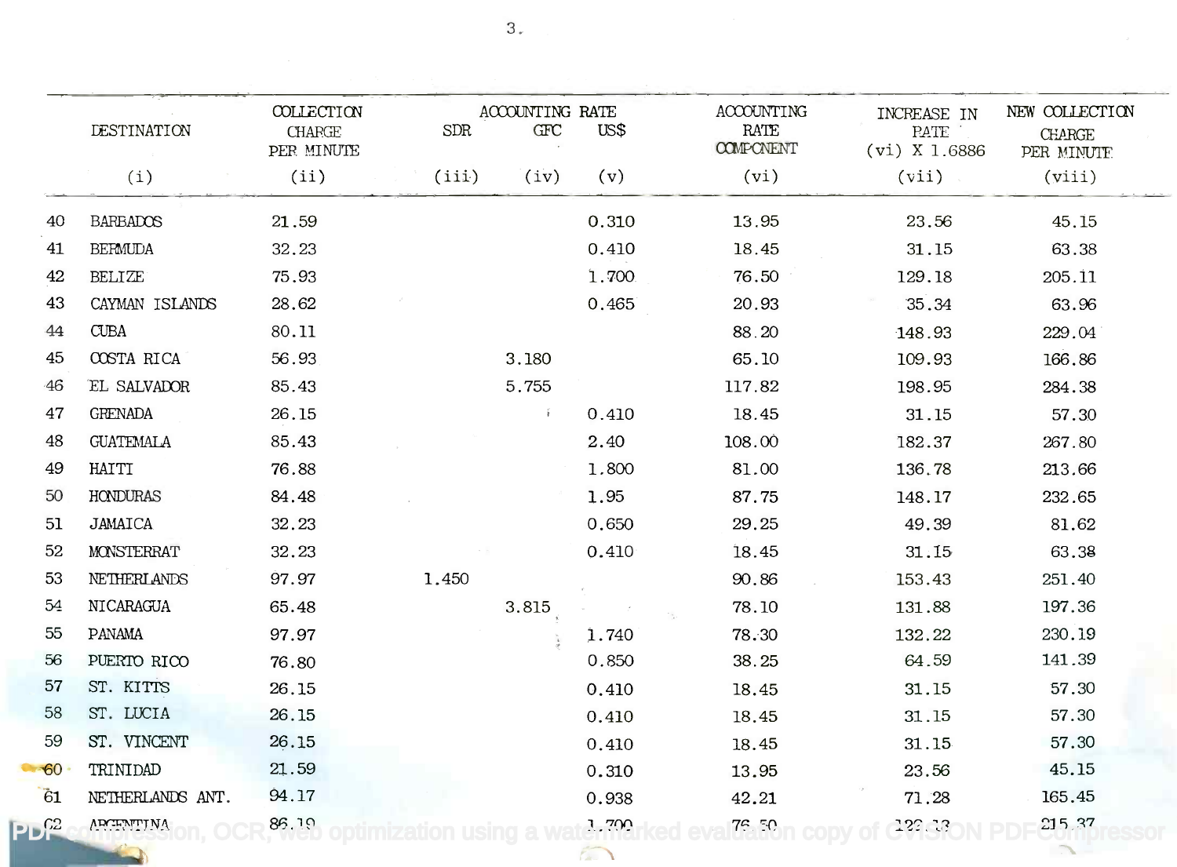| | DESTINATION | COLLECTION CHARGE PER MINUTE | ACCOUNTING RATE | | | ACCOUNTING RATE COMPONENT | INCREASE IN RATE (vi) X 1.6886 | NEW COLLECTION CHARGE PER MINUTE |
|---|---|---|---|---|---|---|---|---|
| | | | SDR | GFC | US$ | | | |
| | (i) | (ii) | (iii) | (iv) | (v) | (vi) | (vii) | (viii) |
| 40 | BARBADOS | 21.59 | | | 0.310 | 13.95 | 23.56 | 45.15 |
| 41 | BERMUDA | 32.23 | | | 0.410 | 18.45 | 31.15 | 63.38 |
| 42 | BELIZE | 75.93 | | | 1.700 | 76.50 | 129.18 | 205.11 |
| 43 | CAYMAN ISLANDS | 28.62 | | | 0.465 | 20.93 | 35.34 | 63.96 |
| 44 | CUBA | 80.11 | | | | 88.20 | 148.93 | 229.04 |
| 45 | COSTA RICA | 56.93 | | 3.180 | | 65.10 | 109.93 | 166.86 |
| 46 | EL SALVADOR | 85.43 | | 5.755 | | 117.82 | 198.95 | 284.38 |
| 47 | GRENADA | 26.15 | | | 0.410 | 18.45 | 31.15 | 57.30 |
| 48 | GUATEMALA | 85.43 | | | 2.40 | 108.00 | 182.37 | 267.80 |
| 49 | HAITI | 76.88 | | | 1.800 | 81.00 | 136.78 | 213.66 |
| 50 | HONDURAS | 84.48 | | | 1.95 | 87.75 | 148.17 | 232.65 |
| 51 | JAMAICA | 32.23 | | | 0.650 | 29.25 | 49.39 | 81.62 |
| 52 | MONSTERRAT | 32.23 | | | 0.410 | 18.45 | 31.15 | 63.38 |
| 53 | NETHERLANDS | 97.97 | 1.450 | | | 90.86 | 153.43 | 251.40 |
| 54 | NICARAGUA | 65.48 | | 3.815 | | 78.10 | 131.88 | 197.36 |
| 55 | PANAMA | 97.97 | | | 1.740 | 78.30 | 132.22 | 230.19 |
| 56 | PUERTO RICO | 76.80 | | | 0.850 | 38.25 | 64.59 | 141.39 |
| 57 | ST. KITTS | 26.15 | | | 0.410 | 18.45 | 31.15 | 57.30 |
| 58 | ST. LUCIA | 26.15 | | | 0.410 | 18.45 | 31.15 | 57.30 |
| 59 | ST. VINCENT | 26.15 | | | 0.410 | 18.45 | 31.15 | 57.30 |
| 60 | TRINIDAD | 21.59 | | | 0.310 | 13.95 | 23.56 | 45.15 |
| 61 | NETHERLANDS ANT. | 94.17 | | | 0.938 | 42.21 | 71.28 | 165.45 |
| 62 | ARGENTINA | 86.10 | | | 1.700 | 76.50 | 129.18 | 215.37 |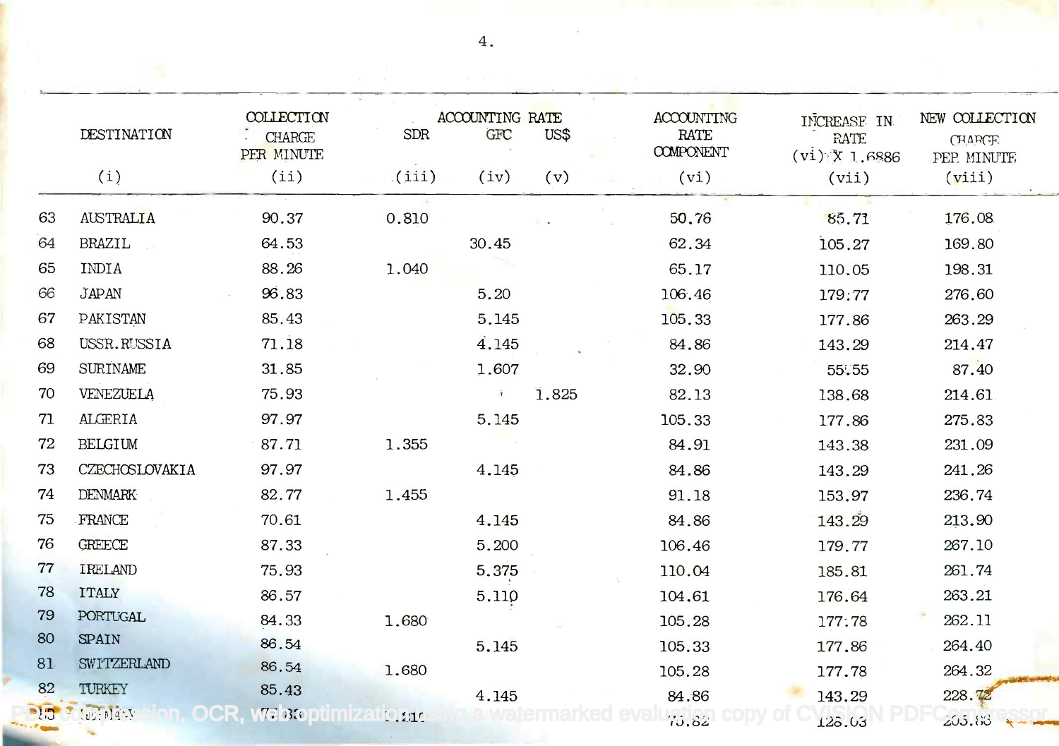| | DESTINATION | COLLECTION CHARGE PER MINUTE | ACCOUNTING RATE | | | ACCOUNTING RATE COMPONENT | INCREASE IN RATE (vi) X 1.6886 | NEW COLLECTION CHARGE PER MINUTE |
|---|---|---|---|---|---|---|---|---|
| | | | SDR | GFC | US$ | | | |
| | (i) | (ii) | (iii) | (iv) | (v) | (vi) | (vii) | (viii) |
| 63 | AUSTRALIA | 90.37 | 0.810 | | | 50.76 | 85.71 | 176.08 |
| 64 | BRAZIL | 64.53 | | 30.45 | | 62.34 | 105.27 | 169.80 |
| 65 | INDIA | 88.26 | 1.040 | | | 65.17 | 110.05 | 198.31 |
| 66 | JAPAN | 96.83 | | 5.20 | | 106.46 | 179.77 | 276.60 |
| 67 | PAKISTAN | 85.43 | | 5.145 | | 105.33 | 177.86 | 263.29 |
| 68 | USSR.RUSSIA | 71.18 | | 4.145 | | 84.86 | 143.29 | 214.47 |
| 69 | SURINAME | 31.85 | | 1.607 | | 32.90 | 55.55 | 87.40 |
| 70 | VENEZUELA | 75.93 | | | 1.825 | 82.13 | 138.68 | 214.61 |
| 71 | ALGERIA | 97.97 | | 5.145 | | 105.33 | 177.86 | 275.83 |
| 72 | BELGIUM | 87.71 | 1.355 | | | 84.91 | 143.38 | 231.09 |
| 73 | CZECHOSLOVAKIA | 97.97 | | 4.145 | | 84.86 | 143.29 | 241.26 |
| 74 | DENMARK | 82.77 | 1.455 | | | 91.18 | 153.97 | 236.74 |
| 75 | FRANCE | 70.61 | | 4.145 | | 84.86 | 143.29 | 213.90 |
| 76 | GREECE | 87.33 | | 5.200 | | 106.46 | 179.77 | 267.10 |
| 77 | IRELAND | 75.93 | | 5.375 | | 110.04 | 185.81 | 261.74 |
| 78 | ITALY | 86.57 | | 5.110 | | 104.61 | 176.64 | 263.21 |
| 79 | PORTUGAL | 84.33 | 1.680 | | | 105.28 | 177.78 | 262.11 |
| 80 | SPAIN | 86.54 | | 5.145 | | 105.33 | 177.86 | 264.40 |
| 81 | SWITZERLAND | 86.54 | 1.680 | | | 105.28 | 177.78 | 264.32 |
| 82 | TURKEY | 85.43 | | 4.145 | | 84.86 | 143.29 | 228.72 |
| 83 | GERMANY | 75.83 | 1.210 | | | 75.82 | 128.03 | 203.86 |